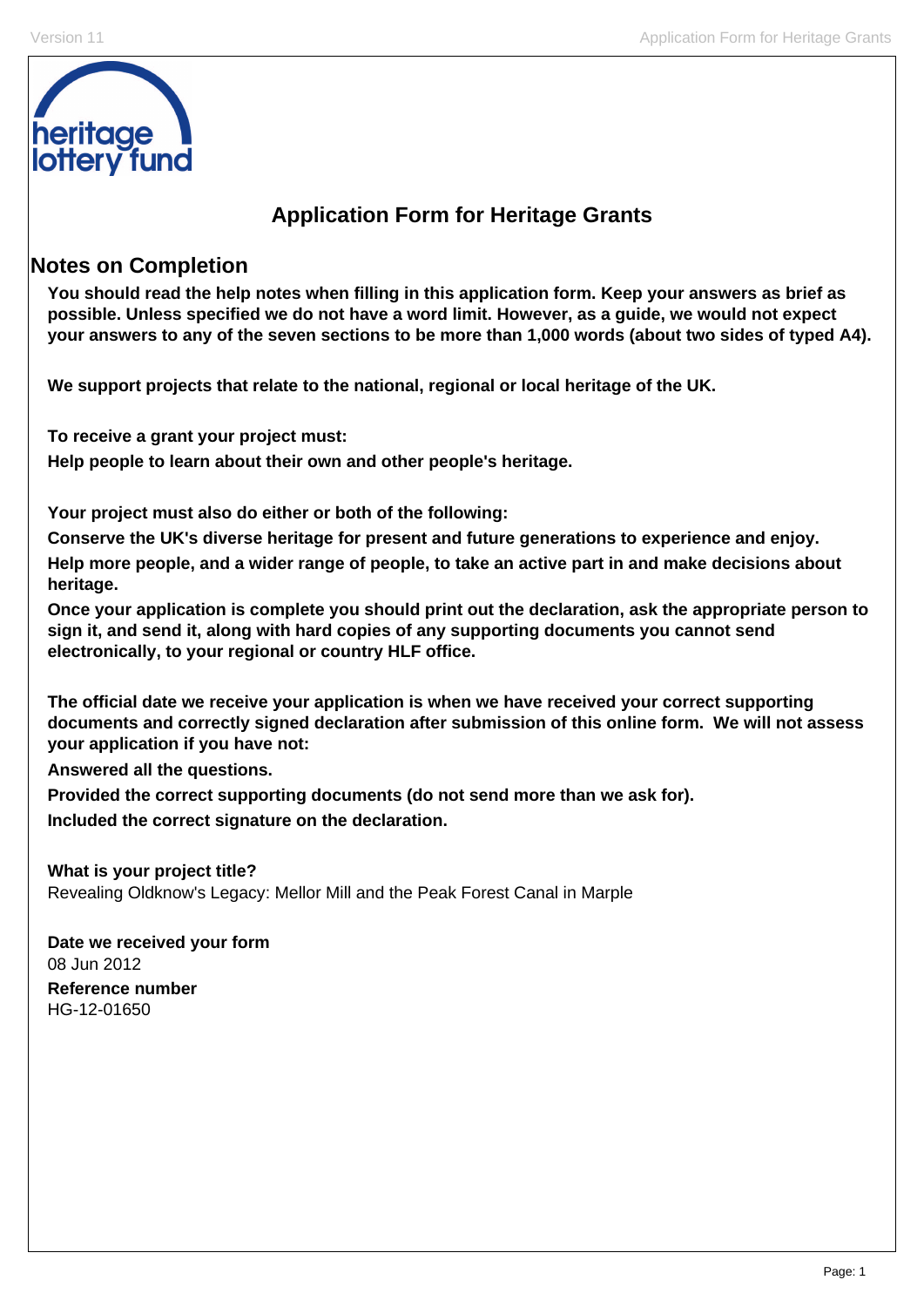heritage lottery fund

# Application Form for Heritage Grants

## Notes on Completion

**You should read the help notes when filling in this application form. Keep your answers as brief as possible. Unless specified we do not have a word limit. However, as a guide, we would not expect your answers to any of the seven sections to be more than 1,000 words (about two sides of typed A4).**

**We support projects that relate to the national, regional or local heritage of the UK.**

**To receive a grant your project must:**

**Help people to learn about their own and other people's heritage.**

**Your project must also do either or both of the following:**

**Conserve the UK's diverse heritage for present and future generations to experience and enjoy.**

**Help more people, and a wider range of people, to take an active part in and make decisions about heritage.**

**Once your application is complete you should print out the declaration, ask the appropriate person to sign it, and send it, along with hard copies of any supporting documents you cannot send electronically, to your regional or country HLF office.**

**The official date we receive your application is when we have received your correct supporting documents and correctly signed declaration after submission of this online form. We will not assess your application if you have not:**

**Answered all the questions.**

**Provided the correct supporting documents (do not send more than we ask for).**

**Included the correct signature on the declaration.**

**What is your project title?**
Revealing Oldknow's Legacy: Mellor Mill and the Peak Forest Canal in Marple

**Date we received your form**
08 Jun 2012

**Reference number**
HG-12-01650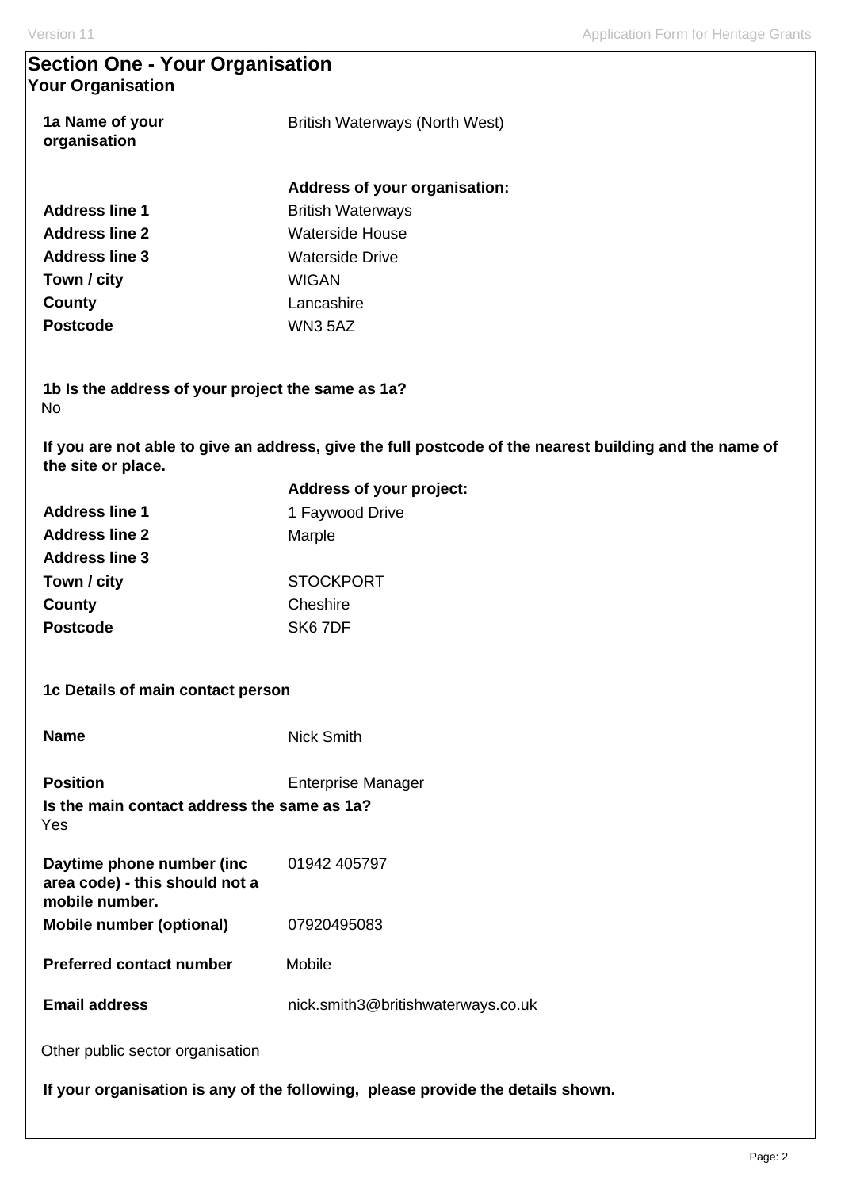## Section One - Your Organisation

### Your Organisation

**1a Name of your organisation** British Waterways (North West)

**Address of your organisation:**

| | |
|---|---|
| **Address line 1** | British Waterways |
| **Address line 2** | Waterside House |
| **Address line 3** | Waterside Drive |
| **Town / city** | WIGAN |
| **County** | Lancashire |
| **Postcode** | WN3 5AZ |

**1b Is the address of your project the same as 1a?**

No

**If you are not able to give an address, give the full postcode of the nearest building and the name of the site or place.**

**Address of your project:**

| | |
|---|---|
| **Address line 1** | 1 Faywood Drive |
| **Address line 2** | Marple |
| **Address line 3** | |
| **Town / city** | STOCKPORT |
| **County** | Cheshire |
| **Postcode** | SK6 7DF |

**1c Details of main contact person**

**Name** Nick Smith

**Position** Enterprise Manager

**Is the main contact address the same as 1a?**

Yes

| | |
|---|---|
| **Daytime phone number (inc area code) - this should not a mobile number.** | 01942 405797 |
| **Mobile number (optional)** | 07920495083 |
| **Preferred contact number** | Mobile |
| **Email address** | nick.smith3@britishwaterways.co.uk |

Other public sector organisation

**If your organisation is any of the following, please provide the details shown.**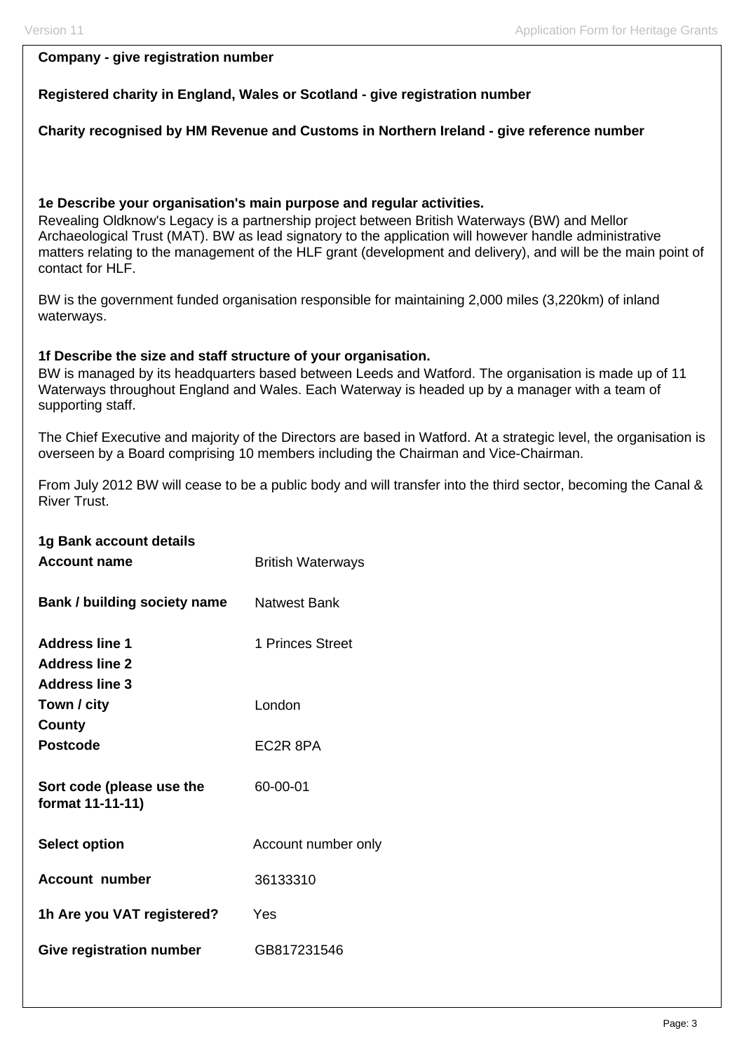**Company - give registration number**

**Registered charity in England, Wales or Scotland - give registration number**

**Charity recognised by HM Revenue and Customs in Northern Ireland - give reference number**

**1e Describe your organisation's main purpose and regular activities.**

Revealing Oldknow's Legacy is a partnership project between British Waterways (BW) and Mellor Archaeological Trust (MAT). BW as lead signatory to the application will however handle administrative matters relating to the management of the HLF grant (development and delivery), and will be the main point of contact for HLF.

BW is the government funded organisation responsible for maintaining 2,000 miles (3,220km) of inland waterways.

**1f Describe the size and staff structure of your organisation.**

BW is managed by its headquarters based between Leeds and Watford. The organisation is made up of 11 Waterways throughout England and Wales. Each Waterway is headed up by a manager with a team of supporting staff.

The Chief Executive and majority of the Directors are based in Watford. At a strategic level, the organisation is overseen by a Board comprising 10 members including the Chairman and Vice-Chairman.

From July 2012 BW will cease to be a public body and will transfer into the third sector, becoming the Canal & River Trust.

**1g Bank account details**

| | |
|---|---|
| **Account name** | British Waterways |
| **Bank / building society name** | Natwest Bank |
| **Address line 1** | 1 Princes Street |
| **Address line 2** | |
| **Address line 3** | |
| **Town / city** | London |
| **County** | |
| **Postcode** | EC2R 8PA |
| **Sort code (please use the format 11-11-11)** | 60-00-01 |
| **Select option** | Account number only |
| **Account number** | 36133310 |
| **1h Are you VAT registered?** | Yes |
| **Give registration number** | GB817231546 |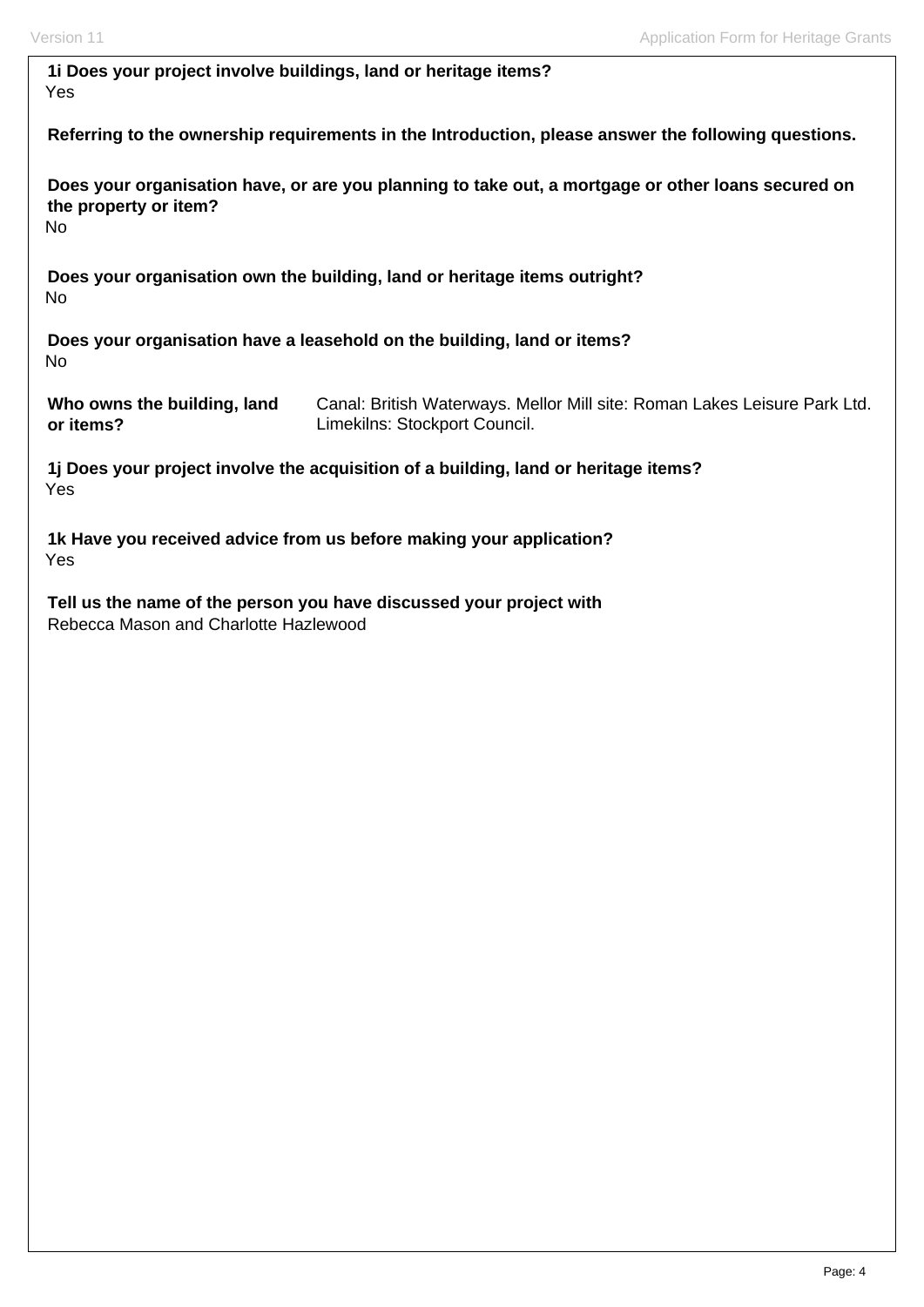**1i Does your project involve buildings, land or heritage items?**
Yes

**Referring to the ownership requirements in the Introduction, please answer the following questions.**

**Does your organisation have, or are you planning to take out, a mortgage or other loans secured on the property or item?**
No

**Does your organisation own the building, land or heritage items outright?**
No

**Does your organisation have a leasehold on the building, land or items?**
No

| **Who owns the building, land or items?** | Canal: British Waterways. Mellor Mill site: Roman Lakes Leisure Park Ltd. Limekilns: Stockport Council. |
|---|---|

**1j Does your project involve the acquisition of a building, land or heritage items?**
Yes

**1k Have you received advice from us before making your application?**
Yes

**Tell us the name of the person you have discussed your project with**
Rebecca Mason and Charlotte Hazlewood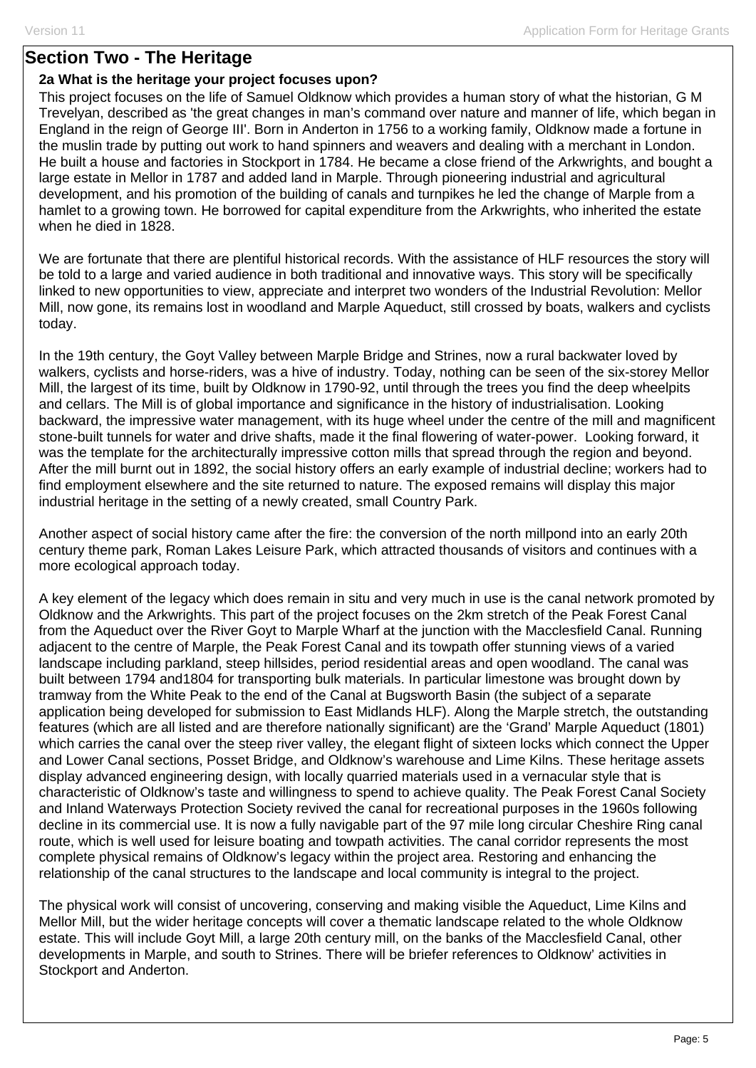## Section Two - The Heritage

**2a What is the heritage your project focuses upon?**

This project focuses on the life of Samuel Oldknow which provides a human story of what the historian, G M Trevelyan, described as 'the great changes in man's command over nature and manner of life, which began in England in the reign of George III'. Born in Anderton in 1756 to a working family, Oldknow made a fortune in the muslin trade by putting out work to hand spinners and weavers and dealing with a merchant in London. He built a house and factories in Stockport in 1784. He became a close friend of the Arkwrights, and bought a large estate in Mellor in 1787 and added land in Marple. Through pioneering industrial and agricultural development, and his promotion of the building of canals and turnpikes he led the change of Marple from a hamlet to a growing town. He borrowed for capital expenditure from the Arkwrights, who inherited the estate when he died in 1828.

We are fortunate that there are plentiful historical records. With the assistance of HLF resources the story will be told to a large and varied audience in both traditional and innovative ways. This story will be specifically linked to new opportunities to view, appreciate and interpret two wonders of the Industrial Revolution: Mellor Mill, now gone, its remains lost in woodland and Marple Aqueduct, still crossed by boats, walkers and cyclists today.

In the 19th century, the Goyt Valley between Marple Bridge and Strines, now a rural backwater loved by walkers, cyclists and horse-riders, was a hive of industry. Today, nothing can be seen of the six-storey Mellor Mill, the largest of its time, built by Oldknow in 1790-92, until through the trees you find the deep wheelpits and cellars. The Mill is of global importance and significance in the history of industrialisation. Looking backward, the impressive water management, with its huge wheel under the centre of the mill and magnificent stone-built tunnels for water and drive shafts, made it the final flowering of water-power. Looking forward, it was the template for the architecturally impressive cotton mills that spread through the region and beyond. After the mill burnt out in 1892, the social history offers an early example of industrial decline; workers had to find employment elsewhere and the site returned to nature. The exposed remains will display this major industrial heritage in the setting of a newly created, small Country Park.

Another aspect of social history came after the fire: the conversion of the north millpond into an early 20th century theme park, Roman Lakes Leisure Park, which attracted thousands of visitors and continues with a more ecological approach today.

A key element of the legacy which does remain in situ and very much in use is the canal network promoted by Oldknow and the Arkwrights. This part of the project focuses on the 2km stretch of the Peak Forest Canal from the Aqueduct over the River Goyt to Marple Wharf at the junction with the Macclesfield Canal. Running adjacent to the centre of Marple, the Peak Forest Canal and its towpath offer stunning views of a varied landscape including parkland, steep hillsides, period residential areas and open woodland. The canal was built between 1794 and1804 for transporting bulk materials. In particular limestone was brought down by tramway from the White Peak to the end of the Canal at Bugsworth Basin (the subject of a separate application being developed for submission to East Midlands HLF). Along the Marple stretch, the outstanding features (which are all listed and are therefore nationally significant) are the 'Grand' Marple Aqueduct (1801) which carries the canal over the steep river valley, the elegant flight of sixteen locks which connect the Upper and Lower Canal sections, Posset Bridge, and Oldknow's warehouse and Lime Kilns. These heritage assets display advanced engineering design, with locally quarried materials used in a vernacular style that is characteristic of Oldknow's taste and willingness to spend to achieve quality. The Peak Forest Canal Society and Inland Waterways Protection Society revived the canal for recreational purposes in the 1960s following decline in its commercial use. It is now a fully navigable part of the 97 mile long circular Cheshire Ring canal route, which is well used for leisure boating and towpath activities. The canal corridor represents the most complete physical remains of Oldknow's legacy within the project area. Restoring and enhancing the relationship of the canal structures to the landscape and local community is integral to the project.

The physical work will consist of uncovering, conserving and making visible the Aqueduct, Lime Kilns and Mellor Mill, but the wider heritage concepts will cover a thematic landscape related to the whole Oldknow estate. This will include Goyt Mill, a large 20th century mill, on the banks of the Macclesfield Canal, other developments in Marple, and south to Strines. There will be briefer references to Oldknow' activities in Stockport and Anderton.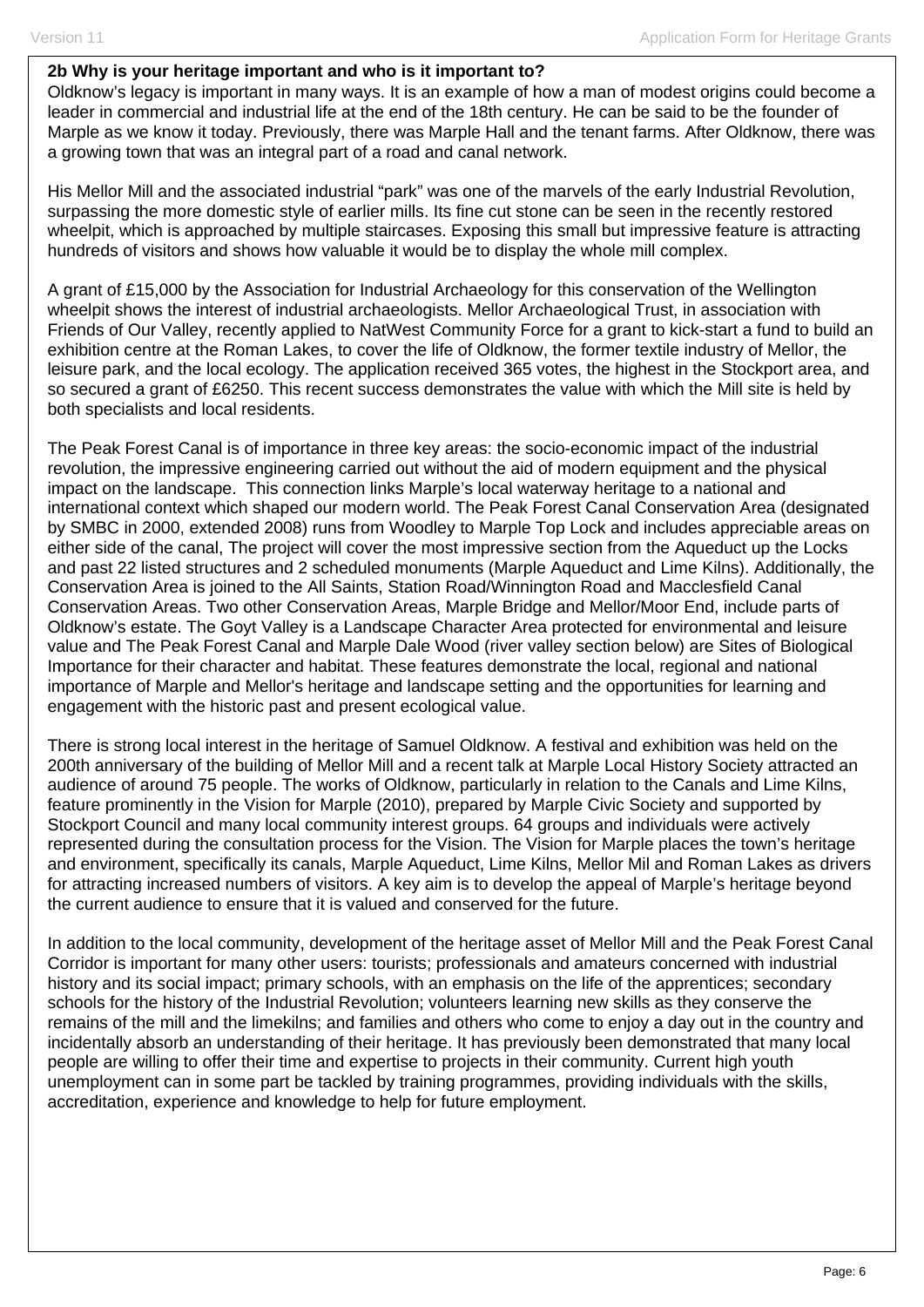**2b Why is your heritage important and who is it important to?**

Oldknow's legacy is important in many ways. It is an example of how a man of modest origins could become a leader in commercial and industrial life at the end of the 18th century. He can be said to be the founder of Marple as we know it today. Previously, there was Marple Hall and the tenant farms. After Oldknow, there was a growing town that was an integral part of a road and canal network.

His Mellor Mill and the associated industrial "park" was one of the marvels of the early Industrial Revolution, surpassing the more domestic style of earlier mills. Its fine cut stone can be seen in the recently restored wheelpit, which is approached by multiple staircases. Exposing this small but impressive feature is attracting hundreds of visitors and shows how valuable it would be to display the whole mill complex.

A grant of £15,000 by the Association for Industrial Archaeology for this conservation of the Wellington wheelpit shows the interest of industrial archaeologists. Mellor Archaeological Trust, in association with Friends of Our Valley, recently applied to NatWest Community Force for a grant to kick-start a fund to build an exhibition centre at the Roman Lakes, to cover the life of Oldknow, the former textile industry of Mellor, the leisure park, and the local ecology. The application received 365 votes, the highest in the Stockport area, and so secured a grant of £6250. This recent success demonstrates the value with which the Mill site is held by both specialists and local residents.

The Peak Forest Canal is of importance in three key areas: the socio-economic impact of the industrial revolution, the impressive engineering carried out without the aid of modern equipment and the physical impact on the landscape. This connection links Marple's local waterway heritage to a national and international context which shaped our modern world. The Peak Forest Canal Conservation Area (designated by SMBC in 2000, extended 2008) runs from Woodley to Marple Top Lock and includes appreciable areas on either side of the canal, The project will cover the most impressive section from the Aqueduct up the Locks and past 22 listed structures and 2 scheduled monuments (Marple Aqueduct and Lime Kilns). Additionally, the Conservation Area is joined to the All Saints, Station Road/Winnington Road and Macclesfield Canal Conservation Areas. Two other Conservation Areas, Marple Bridge and Mellor/Moor End, include parts of Oldknow's estate. The Goyt Valley is a Landscape Character Area protected for environmental and leisure value and The Peak Forest Canal and Marple Dale Wood (river valley section below) are Sites of Biological Importance for their character and habitat. These features demonstrate the local, regional and national importance of Marple and Mellor's heritage and landscape setting and the opportunities for learning and engagement with the historic past and present ecological value.

There is strong local interest in the heritage of Samuel Oldknow. A festival and exhibition was held on the 200th anniversary of the building of Mellor Mill and a recent talk at Marple Local History Society attracted an audience of around 75 people. The works of Oldknow, particularly in relation to the Canals and Lime Kilns, feature prominently in the Vision for Marple (2010), prepared by Marple Civic Society and supported by Stockport Council and many local community interest groups. 64 groups and individuals were actively represented during the consultation process for the Vision. The Vision for Marple places the town's heritage and environment, specifically its canals, Marple Aqueduct, Lime Kilns, Mellor Mil and Roman Lakes as drivers for attracting increased numbers of visitors. A key aim is to develop the appeal of Marple's heritage beyond the current audience to ensure that it is valued and conserved for the future.

In addition to the local community, development of the heritage asset of Mellor Mill and the Peak Forest Canal Corridor is important for many other users: tourists; professionals and amateurs concerned with industrial history and its social impact; primary schools, with an emphasis on the life of the apprentices; secondary schools for the history of the Industrial Revolution; volunteers learning new skills as they conserve the remains of the mill and the limekilns; and families and others who come to enjoy a day out in the country and incidentally absorb an understanding of their heritage. It has previously been demonstrated that many local people are willing to offer their time and expertise to projects in their community. Current high youth unemployment can in some part be tackled by training programmes, providing individuals with the skills, accreditation, experience and knowledge to help for future employment.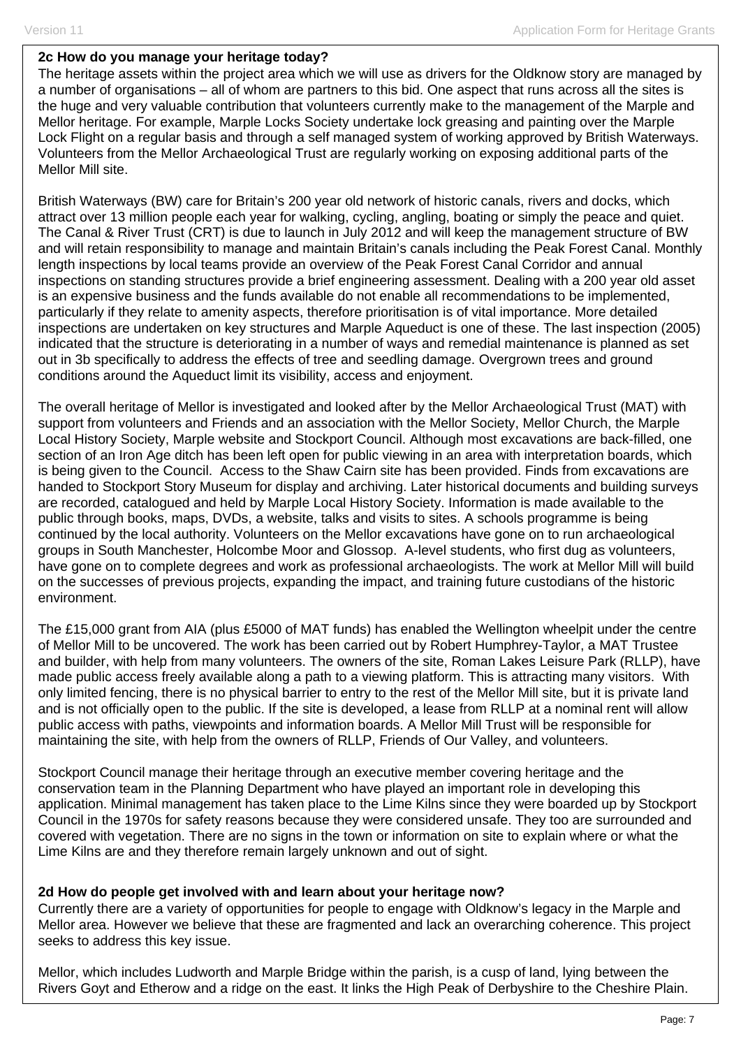**2c How do you manage your heritage today?**

The heritage assets within the project area which we will use as drivers for the Oldknow story are managed by a number of organisations – all of whom are partners to this bid. One aspect that runs across all the sites is the huge and very valuable contribution that volunteers currently make to the management of the Marple and Mellor heritage. For example, Marple Locks Society undertake lock greasing and painting over the Marple Lock Flight on a regular basis and through a self managed system of working approved by British Waterways. Volunteers from the Mellor Archaeological Trust are regularly working on exposing additional parts of the Mellor Mill site.

British Waterways (BW) care for Britain's 200 year old network of historic canals, rivers and docks, which attract over 13 million people each year for walking, cycling, angling, boating or simply the peace and quiet. The Canal & River Trust (CRT) is due to launch in July 2012 and will keep the management structure of BW and will retain responsibility to manage and maintain Britain's canals including the Peak Forest Canal. Monthly length inspections by local teams provide an overview of the Peak Forest Canal Corridor and annual inspections on standing structures provide a brief engineering assessment. Dealing with a 200 year old asset is an expensive business and the funds available do not enable all recommendations to be implemented, particularly if they relate to amenity aspects, therefore prioritisation is of vital importance. More detailed inspections are undertaken on key structures and Marple Aqueduct is one of these. The last inspection (2005) indicated that the structure is deteriorating in a number of ways and remedial maintenance is planned as set out in 3b specifically to address the effects of tree and seedling damage. Overgrown trees and ground conditions around the Aqueduct limit its visibility, access and enjoyment.

The overall heritage of Mellor is investigated and looked after by the Mellor Archaeological Trust (MAT) with support from volunteers and Friends and an association with the Mellor Society, Mellor Church, the Marple Local History Society, Marple website and Stockport Council. Although most excavations are back-filled, one section of an Iron Age ditch has been left open for public viewing in an area with interpretation boards, which is being given to the Council. Access to the Shaw Cairn site has been provided. Finds from excavations are handed to Stockport Story Museum for display and archiving. Later historical documents and building surveys are recorded, catalogued and held by Marple Local History Society. Information is made available to the public through books, maps, DVDs, a website, talks and visits to sites. A schools programme is being continued by the local authority. Volunteers on the Mellor excavations have gone on to run archaeological groups in South Manchester, Holcombe Moor and Glossop. A-level students, who first dug as volunteers, have gone on to complete degrees and work as professional archaeologists. The work at Mellor Mill will build on the successes of previous projects, expanding the impact, and training future custodians of the historic environment.

The £15,000 grant from AIA (plus £5000 of MAT funds) has enabled the Wellington wheelpit under the centre of Mellor Mill to be uncovered. The work has been carried out by Robert Humphrey-Taylor, a MAT Trustee and builder, with help from many volunteers. The owners of the site, Roman Lakes Leisure Park (RLLP), have made public access freely available along a path to a viewing platform. This is attracting many visitors. With only limited fencing, there is no physical barrier to entry to the rest of the Mellor Mill site, but it is private land and is not officially open to the public. If the site is developed, a lease from RLLP at a nominal rent will allow public access with paths, viewpoints and information boards. A Mellor Mill Trust will be responsible for maintaining the site, with help from the owners of RLLP, Friends of Our Valley, and volunteers.

Stockport Council manage their heritage through an executive member covering heritage and the conservation team in the Planning Department who have played an important role in developing this application. Minimal management has taken place to the Lime Kilns since they were boarded up by Stockport Council in the 1970s for safety reasons because they were considered unsafe. They too are surrounded and covered with vegetation. There are no signs in the town or information on site to explain where or what the Lime Kilns are and they therefore remain largely unknown and out of sight.

**2d How do people get involved with and learn about your heritage now?**

Currently there are a variety of opportunities for people to engage with Oldknow's legacy in the Marple and Mellor area. However we believe that these are fragmented and lack an overarching coherence. This project seeks to address this key issue.

Mellor, which includes Ludworth and Marple Bridge within the parish, is a cusp of land, lying between the Rivers Goyt and Etherow and a ridge on the east. It links the High Peak of Derbyshire to the Cheshire Plain.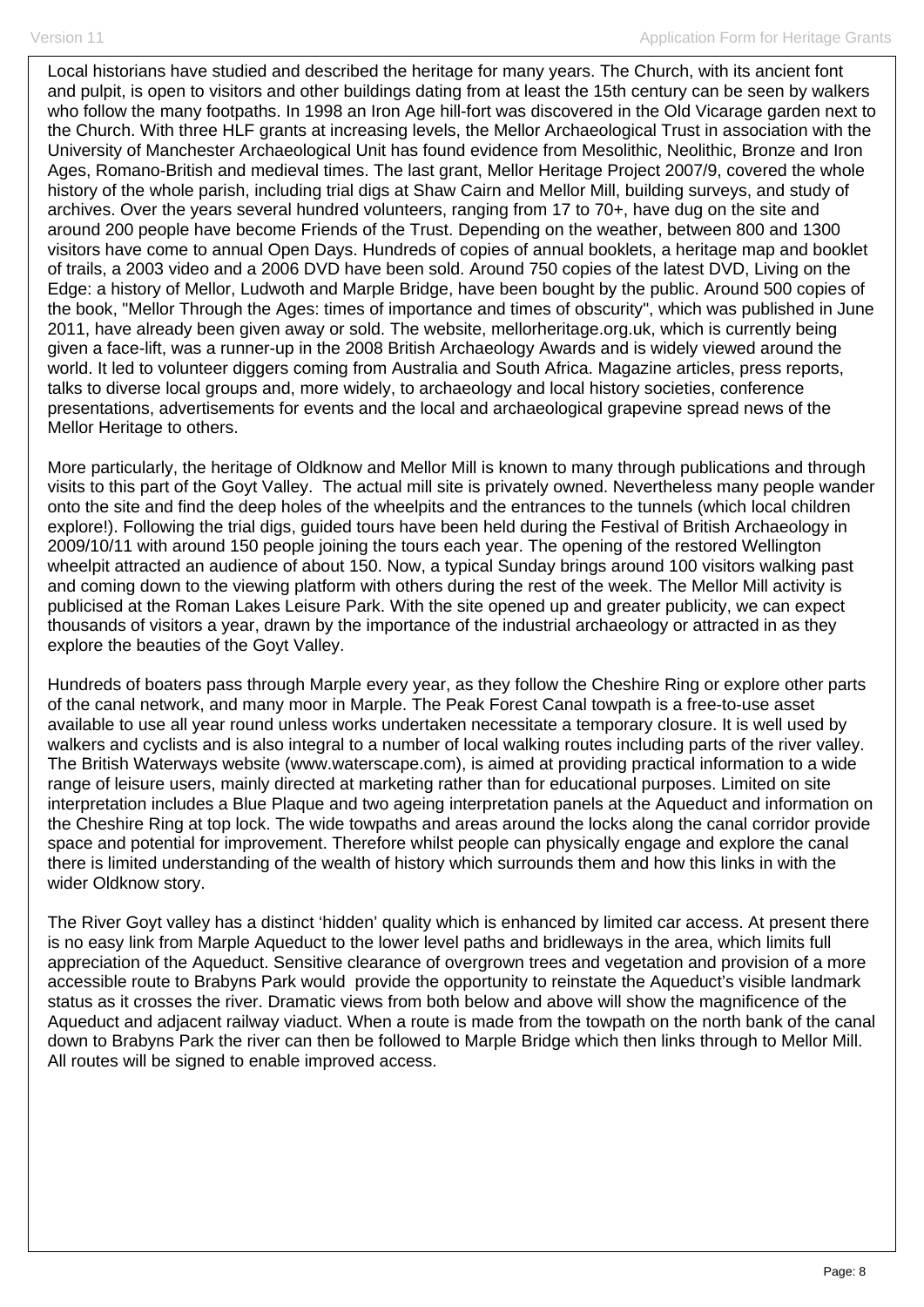Local historians have studied and described the heritage for many years. The Church, with its ancient font and pulpit, is open to visitors and other buildings dating from at least the 15th century can be seen by walkers who follow the many footpaths. In 1998 an Iron Age hill-fort was discovered in the Old Vicarage garden next to the Church. With three HLF grants at increasing levels, the Mellor Archaeological Trust in association with the University of Manchester Archaeological Unit has found evidence from Mesolithic, Neolithic, Bronze and Iron Ages, Romano-British and medieval times. The last grant, Mellor Heritage Project 2007/9, covered the whole history of the whole parish, including trial digs at Shaw Cairn and Mellor Mill, building surveys, and study of archives. Over the years several hundred volunteers, ranging from 17 to 70+, have dug on the site and around 200 people have become Friends of the Trust. Depending on the weather, between 800 and 1300 visitors have come to annual Open Days. Hundreds of copies of annual booklets, a heritage map and booklet of trails, a 2003 video and a 2006 DVD have been sold. Around 750 copies of the latest DVD, Living on the Edge: a history of Mellor, Ludwoth and Marple Bridge, have been bought by the public. Around 500 copies of the book, "Mellor Through the Ages: times of importance and times of obscurity", which was published in June 2011, have already been given away or sold. The website, mellorheritage.org.uk, which is currently being given a face-lift, was a runner-up in the 2008 British Archaeology Awards and is widely viewed around the world. It led to volunteer diggers coming from Australia and South Africa. Magazine articles, press reports, talks to diverse local groups and, more widely, to archaeology and local history societies, conference presentations, advertisements for events and the local and archaeological grapevine spread news of the Mellor Heritage to others.

More particularly, the heritage of Oldknow and Mellor Mill is known to many through publications and through visits to this part of the Goyt Valley. The actual mill site is privately owned. Nevertheless many people wander onto the site and find the deep holes of the wheelpits and the entrances to the tunnels (which local children explore!). Following the trial digs, guided tours have been held during the Festival of British Archaeology in 2009/10/11 with around 150 people joining the tours each year. The opening of the restored Wellington wheelpit attracted an audience of about 150. Now, a typical Sunday brings around 100 visitors walking past and coming down to the viewing platform with others during the rest of the week. The Mellor Mill activity is publicised at the Roman Lakes Leisure Park. With the site opened up and greater publicity, we can expect thousands of visitors a year, drawn by the importance of the industrial archaeology or attracted in as they explore the beauties of the Goyt Valley.

Hundreds of boaters pass through Marple every year, as they follow the Cheshire Ring or explore other parts of the canal network, and many moor in Marple. The Peak Forest Canal towpath is a free-to-use asset available to use all year round unless works undertaken necessitate a temporary closure. It is well used by walkers and cyclists and is also integral to a number of local walking routes including parts of the river valley. The British Waterways website (www.waterscape.com), is aimed at providing practical information to a wide range of leisure users, mainly directed at marketing rather than for educational purposes. Limited on site interpretation includes a Blue Plaque and two ageing interpretation panels at the Aqueduct and information on the Cheshire Ring at top lock. The wide towpaths and areas around the locks along the canal corridor provide space and potential for improvement. Therefore whilst people can physically engage and explore the canal there is limited understanding of the wealth of history which surrounds them and how this links in with the wider Oldknow story.

The River Goyt valley has a distinct 'hidden' quality which is enhanced by limited car access. At present there is no easy link from Marple Aqueduct to the lower level paths and bridleways in the area, which limits full appreciation of the Aqueduct. Sensitive clearance of overgrown trees and vegetation and provision of a more accessible route to Brabyns Park would provide the opportunity to reinstate the Aqueduct's visible landmark status as it crosses the river. Dramatic views from both below and above will show the magnificence of the Aqueduct and adjacent railway viaduct. When a route is made from the towpath on the north bank of the canal down to Brabyns Park the river can then be followed to Marple Bridge which then links through to Mellor Mill. All routes will be signed to enable improved access.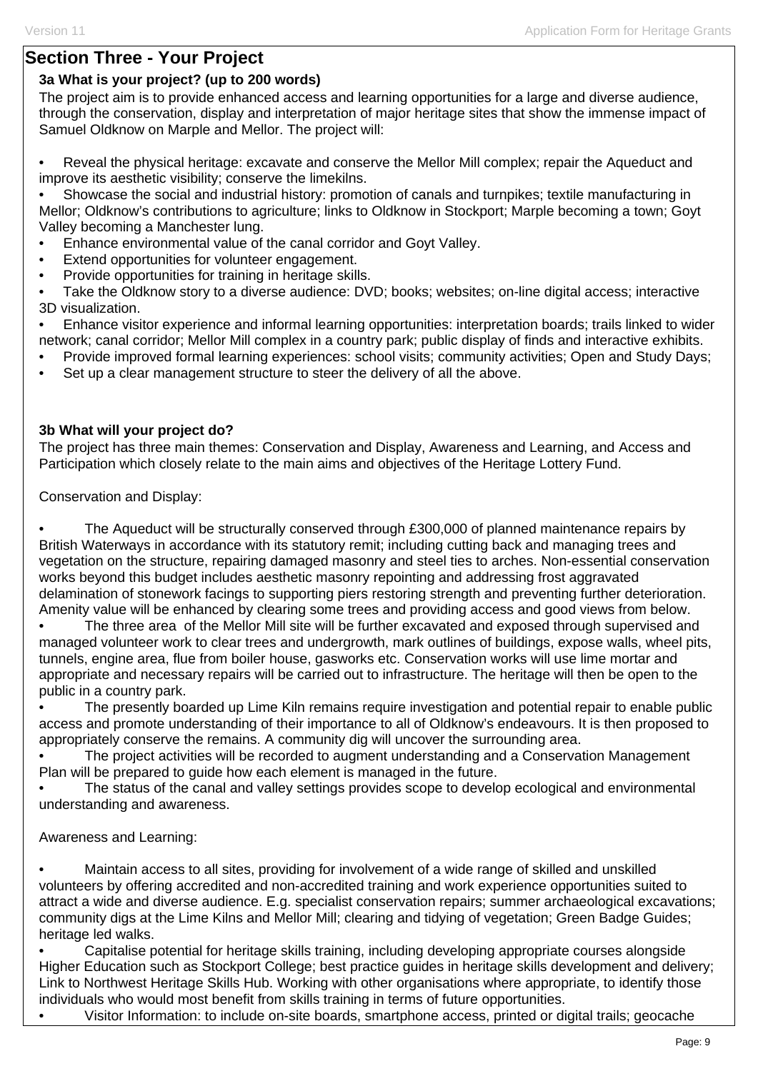## Section Three - Your Project

### 3a What is your project? (up to 200 words)

The project aim is to provide enhanced access and learning opportunities for a large and diverse audience, through the conservation, display and interpretation of major heritage sites that show the immense impact of Samuel Oldknow on Marple and Mellor. The project will:

- Reveal the physical heritage: excavate and conserve the Mellor Mill complex; repair the Aqueduct and improve its aesthetic visibility; conserve the limekilns.
- Showcase the social and industrial history: promotion of canals and turnpikes; textile manufacturing in Mellor; Oldknow's contributions to agriculture; links to Oldknow in Stockport; Marple becoming a town; Goyt Valley becoming a Manchester lung.
- Enhance environmental value of the canal corridor and Goyt Valley.
- Extend opportunities for volunteer engagement.
- Provide opportunities for training in heritage skills.
- Take the Oldknow story to a diverse audience: DVD; books; websites; on-line digital access; interactive 3D visualization.
- Enhance visitor experience and informal learning opportunities: interpretation boards; trails linked to wider network; canal corridor; Mellor Mill complex in a country park; public display of finds and interactive exhibits.
- Provide improved formal learning experiences: school visits; community activities; Open and Study Days;
- Set up a clear management structure to steer the delivery of all the above.

### 3b What will your project do?

The project has three main themes: Conservation and Display, Awareness and Learning, and Access and Participation which closely relate to the main aims and objectives of the Heritage Lottery Fund.

Conservation and Display:

- The Aqueduct will be structurally conserved through £300,000 of planned maintenance repairs by British Waterways in accordance with its statutory remit; including cutting back and managing trees and vegetation on the structure, repairing damaged masonry and steel ties to arches. Non-essential conservation works beyond this budget includes aesthetic masonry repointing and addressing frost aggravated delamination of stonework facings to supporting piers restoring strength and preventing further deterioration. Amenity value will be enhanced by clearing some trees and providing access and good views from below.
- The three area of the Mellor Mill site will be further excavated and exposed through supervised and managed volunteer work to clear trees and undergrowth, mark outlines of buildings, expose walls, wheel pits, tunnels, engine area, flue from boiler house, gasworks etc. Conservation works will use lime mortar and appropriate and necessary repairs will be carried out to infrastructure. The heritage will then be open to the public in a country park.
- The presently boarded up Lime Kiln remains require investigation and potential repair to enable public access and promote understanding of their importance to all of Oldknow's endeavours. It is then proposed to appropriately conserve the remains. A community dig will uncover the surrounding area.
- The project activities will be recorded to augment understanding and a Conservation Management Plan will be prepared to guide how each element is managed in the future.
- The status of the canal and valley settings provides scope to develop ecological and environmental understanding and awareness.

Awareness and Learning:

- Maintain access to all sites, providing for involvement of a wide range of skilled and unskilled volunteers by offering accredited and non-accredited training and work experience opportunities suited to attract a wide and diverse audience. E.g. specialist conservation repairs; summer archaeological excavations; community digs at the Lime Kilns and Mellor Mill; clearing and tidying of vegetation; Green Badge Guides; heritage led walks.
- Capitalise potential for heritage skills training, including developing appropriate courses alongside Higher Education such as Stockport College; best practice guides in heritage skills development and delivery; Link to Northwest Heritage Skills Hub. Working with other organisations where appropriate, to identify those individuals who would most benefit from skills training in terms of future opportunities.
- Visitor Information: to include on-site boards, smartphone access, printed or digital trails; geocache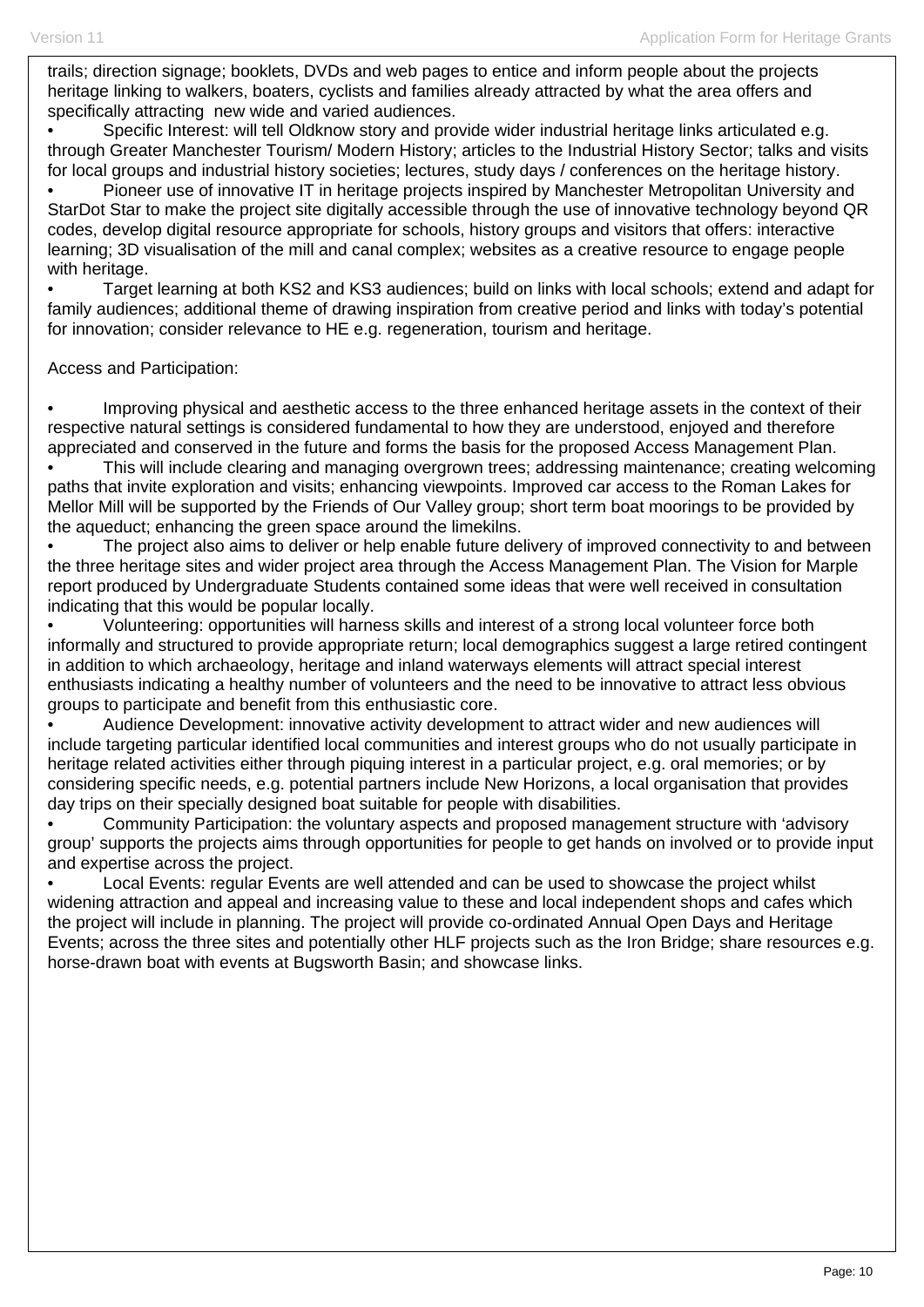trails; direction signage; booklets, DVDs and web pages to entice and inform people about the projects heritage linking to walkers, boaters, cyclists and families already attracted by what the area offers and specifically attracting new wide and varied audiences.

- Specific Interest: will tell Oldknow story and provide wider industrial heritage links articulated e.g. through Greater Manchester Tourism/ Modern History; articles to the Industrial History Sector; talks and visits for local groups and industrial history societies; lectures, study days / conferences on the heritage history.
- Pioneer use of innovative IT in heritage projects inspired by Manchester Metropolitan University and StarDot Star to make the project site digitally accessible through the use of innovative technology beyond QR codes, develop digital resource appropriate for schools, history groups and visitors that offers: interactive learning; 3D visualisation of the mill and canal complex; websites as a creative resource to engage people with heritage.
- Target learning at both KS2 and KS3 audiences; build on links with local schools; extend and adapt for family audiences; additional theme of drawing inspiration from creative period and links with today's potential for innovation; consider relevance to HE e.g. regeneration, tourism and heritage.

Access and Participation:

- Improving physical and aesthetic access to the three enhanced heritage assets in the context of their respective natural settings is considered fundamental to how they are understood, enjoyed and therefore appreciated and conserved in the future and forms the basis for the proposed Access Management Plan.
- This will include clearing and managing overgrown trees; addressing maintenance; creating welcoming paths that invite exploration and visits; enhancing viewpoints. Improved car access to the Roman Lakes for Mellor Mill will be supported by the Friends of Our Valley group; short term boat moorings to be provided by the aqueduct; enhancing the green space around the limekilns.
- The project also aims to deliver or help enable future delivery of improved connectivity to and between the three heritage sites and wider project area through the Access Management Plan. The Vision for Marple report produced by Undergraduate Students contained some ideas that were well received in consultation indicating that this would be popular locally.
- Volunteering: opportunities will harness skills and interest of a strong local volunteer force both informally and structured to provide appropriate return; local demographics suggest a large retired contingent in addition to which archaeology, heritage and inland waterways elements will attract special interest enthusiasts indicating a healthy number of volunteers and the need to be innovative to attract less obvious groups to participate and benefit from this enthusiastic core.
- Audience Development: innovative activity development to attract wider and new audiences will include targeting particular identified local communities and interest groups who do not usually participate in heritage related activities either through piquing interest in a particular project, e.g. oral memories; or by considering specific needs, e.g. potential partners include New Horizons, a local organisation that provides day trips on their specially designed boat suitable for people with disabilities.
- Community Participation: the voluntary aspects and proposed management structure with 'advisory group' supports the projects aims through opportunities for people to get hands on involved or to provide input and expertise across the project.
- Local Events: regular Events are well attended and can be used to showcase the project whilst widening attraction and appeal and increasing value to these and local independent shops and cafes which the project will include in planning. The project will provide co-ordinated Annual Open Days and Heritage Events; across the three sites and potentially other HLF projects such as the Iron Bridge; share resources e.g. horse-drawn boat with events at Bugsworth Basin; and showcase links.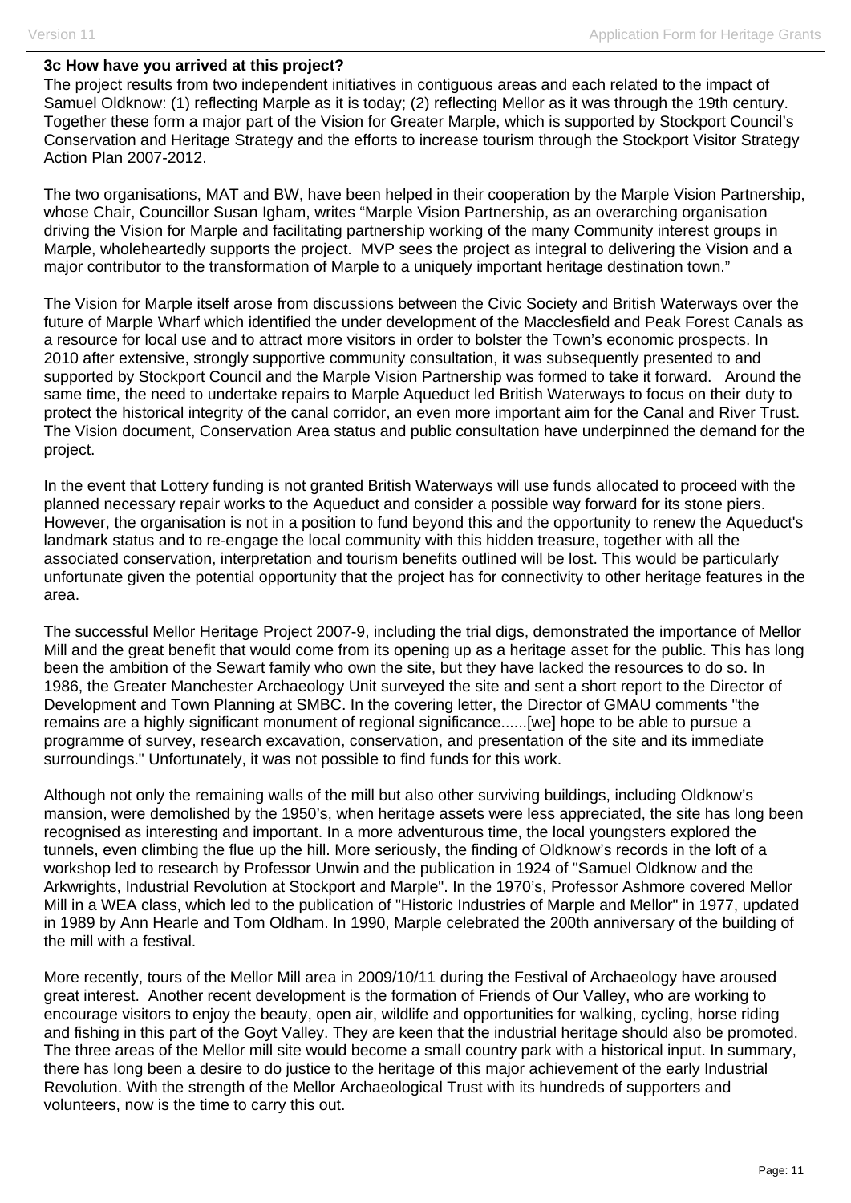**3c How have you arrived at this project?**

The project results from two independent initiatives in contiguous areas and each related to the impact of Samuel Oldknow: (1) reflecting Marple as it is today; (2) reflecting Mellor as it was through the 19th century. Together these form a major part of the Vision for Greater Marple, which is supported by Stockport Council's Conservation and Heritage Strategy and the efforts to increase tourism through the Stockport Visitor Strategy Action Plan 2007-2012.

The two organisations, MAT and BW, have been helped in their cooperation by the Marple Vision Partnership, whose Chair, Councillor Susan Igham, writes "Marple Vision Partnership, as an overarching organisation driving the Vision for Marple and facilitating partnership working of the many Community interest groups in Marple, wholeheartedly supports the project. MVP sees the project as integral to delivering the Vision and a major contributor to the transformation of Marple to a uniquely important heritage destination town."

The Vision for Marple itself arose from discussions between the Civic Society and British Waterways over the future of Marple Wharf which identified the under development of the Macclesfield and Peak Forest Canals as a resource for local use and to attract more visitors in order to bolster the Town's economic prospects. In 2010 after extensive, strongly supportive community consultation, it was subsequently presented to and supported by Stockport Council and the Marple Vision Partnership was formed to take it forward. Around the same time, the need to undertake repairs to Marple Aqueduct led British Waterways to focus on their duty to protect the historical integrity of the canal corridor, an even more important aim for the Canal and River Trust. The Vision document, Conservation Area status and public consultation have underpinned the demand for the project.

In the event that Lottery funding is not granted British Waterways will use funds allocated to proceed with the planned necessary repair works to the Aqueduct and consider a possible way forward for its stone piers. However, the organisation is not in a position to fund beyond this and the opportunity to renew the Aqueduct's landmark status and to re-engage the local community with this hidden treasure, together with all the associated conservation, interpretation and tourism benefits outlined will be lost. This would be particularly unfortunate given the potential opportunity that the project has for connectivity to other heritage features in the area.

The successful Mellor Heritage Project 2007-9, including the trial digs, demonstrated the importance of Mellor Mill and the great benefit that would come from its opening up as a heritage asset for the public. This has long been the ambition of the Sewart family who own the site, but they have lacked the resources to do so. In 1986, the Greater Manchester Archaeology Unit surveyed the site and sent a short report to the Director of Development and Town Planning at SMBC. In the covering letter, the Director of GMAU comments "the remains are a highly significant monument of regional significance......[we] hope to be able to pursue a programme of survey, research excavation, conservation, and presentation of the site and its immediate surroundings." Unfortunately, it was not possible to find funds for this work.

Although not only the remaining walls of the mill but also other surviving buildings, including Oldknow's mansion, were demolished by the 1950's, when heritage assets were less appreciated, the site has long been recognised as interesting and important. In a more adventurous time, the local youngsters explored the tunnels, even climbing the flue up the hill. More seriously, the finding of Oldknow's records in the loft of a workshop led to research by Professor Unwin and the publication in 1924 of "Samuel Oldknow and the Arkwrights, Industrial Revolution at Stockport and Marple". In the 1970's, Professor Ashmore covered Mellor Mill in a WEA class, which led to the publication of "Historic Industries of Marple and Mellor" in 1977, updated in 1989 by Ann Hearle and Tom Oldham. In 1990, Marple celebrated the 200th anniversary of the building of the mill with a festival.

More recently, tours of the Mellor Mill area in 2009/10/11 during the Festival of Archaeology have aroused great interest. Another recent development is the formation of Friends of Our Valley, who are working to encourage visitors to enjoy the beauty, open air, wildlife and opportunities for walking, cycling, horse riding and fishing in this part of the Goyt Valley. They are keen that the industrial heritage should also be promoted. The three areas of the Mellor mill site would become a small country park with a historical input. In summary, there has long been a desire to do justice to the heritage of this major achievement of the early Industrial Revolution. With the strength of the Mellor Archaeological Trust with its hundreds of supporters and volunteers, now is the time to carry this out.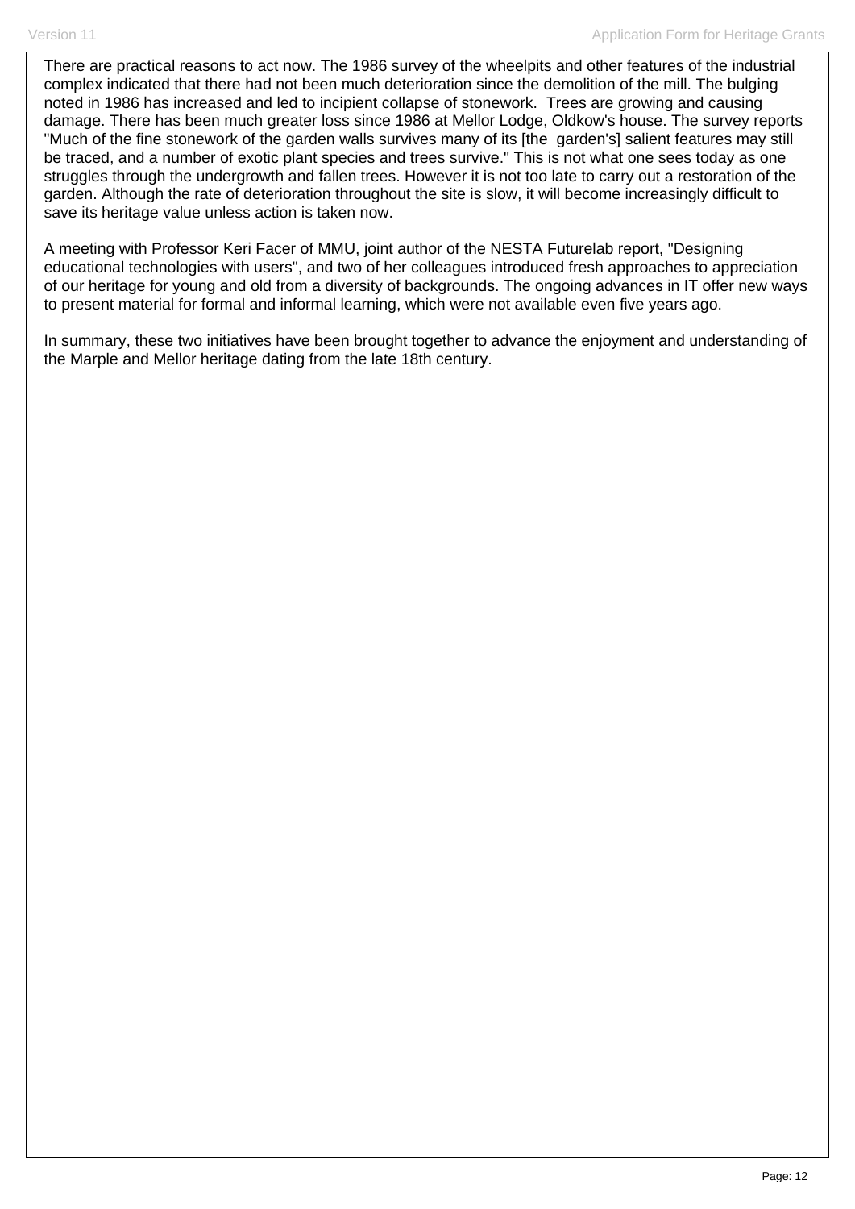There are practical reasons to act now. The 1986 survey of the wheelpits and other features of the industrial complex indicated that there had not been much deterioration since the demolition of the mill. The bulging noted in 1986 has increased and led to incipient collapse of stonework. Trees are growing and causing damage. There has been much greater loss since 1986 at Mellor Lodge, Oldkow's house. The survey reports "Much of the fine stonework of the garden walls survives many of its [the garden's] salient features may still be traced, and a number of exotic plant species and trees survive." This is not what one sees today as one struggles through the undergrowth and fallen trees. However it is not too late to carry out a restoration of the garden. Although the rate of deterioration throughout the site is slow, it will become increasingly difficult to save its heritage value unless action is taken now.

A meeting with Professor Keri Facer of MMU, joint author of the NESTA Futurelab report, "Designing educational technologies with users", and two of her colleagues introduced fresh approaches to appreciation of our heritage for young and old from a diversity of backgrounds. The ongoing advances in IT offer new ways to present material for formal and informal learning, which were not available even five years ago.

In summary, these two initiatives have been brought together to advance the enjoyment and understanding of the Marple and Mellor heritage dating from the late 18th century.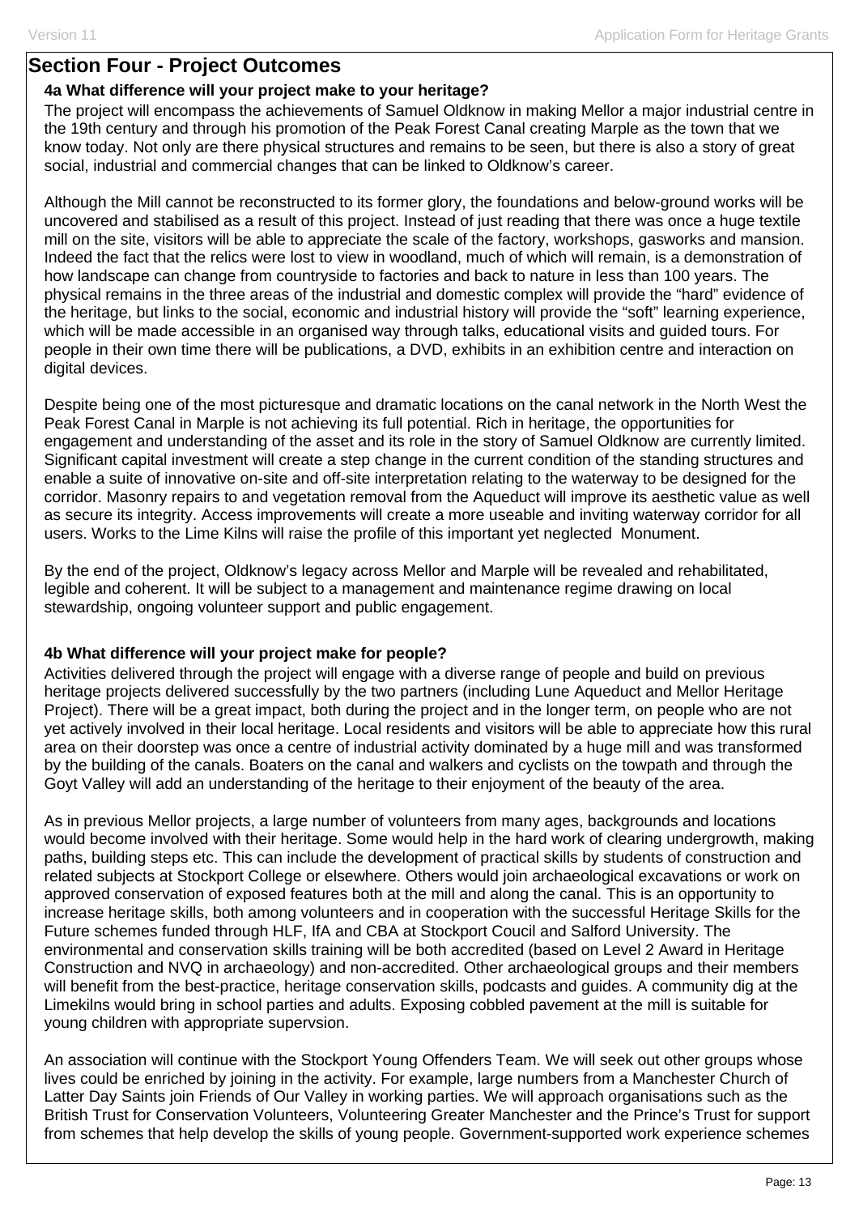## Section Four - Project Outcomes

**4a What difference will your project make to your heritage?**

The project will encompass the achievements of Samuel Oldknow in making Mellor a major industrial centre in the 19th century and through his promotion of the Peak Forest Canal creating Marple as the town that we know today. Not only are there physical structures and remains to be seen, but there is also a story of great social, industrial and commercial changes that can be linked to Oldknow's career.

Although the Mill cannot be reconstructed to its former glory, the foundations and below-ground works will be uncovered and stabilised as a result of this project. Instead of just reading that there was once a huge textile mill on the site, visitors will be able to appreciate the scale of the factory, workshops, gasworks and mansion. Indeed the fact that the relics were lost to view in woodland, much of which will remain, is a demonstration of how landscape can change from countryside to factories and back to nature in less than 100 years. The physical remains in the three areas of the industrial and domestic complex will provide the "hard" evidence of the heritage, but links to the social, economic and industrial history will provide the "soft" learning experience, which will be made accessible in an organised way through talks, educational visits and guided tours. For people in their own time there will be publications, a DVD, exhibits in an exhibition centre and interaction on digital devices.

Despite being one of the most picturesque and dramatic locations on the canal network in the North West the Peak Forest Canal in Marple is not achieving its full potential. Rich in heritage, the opportunities for engagement and understanding of the asset and its role in the story of Samuel Oldknow are currently limited. Significant capital investment will create a step change in the current condition of the standing structures and enable a suite of innovative on-site and off-site interpretation relating to the waterway to be designed for the corridor. Masonry repairs to and vegetation removal from the Aqueduct will improve its aesthetic value as well as secure its integrity. Access improvements will create a more useable and inviting waterway corridor for all users. Works to the Lime Kilns will raise the profile of this important yet neglected Monument.

By the end of the project, Oldknow's legacy across Mellor and Marple will be revealed and rehabilitated, legible and coherent. It will be subject to a management and maintenance regime drawing on local stewardship, ongoing volunteer support and public engagement.

**4b What difference will your project make for people?**

Activities delivered through the project will engage with a diverse range of people and build on previous heritage projects delivered successfully by the two partners (including Lune Aqueduct and Mellor Heritage Project). There will be a great impact, both during the project and in the longer term, on people who are not yet actively involved in their local heritage. Local residents and visitors will be able to appreciate how this rural area on their doorstep was once a centre of industrial activity dominated by a huge mill and was transformed by the building of the canals. Boaters on the canal and walkers and cyclists on the towpath and through the Goyt Valley will add an understanding of the heritage to their enjoyment of the beauty of the area.

As in previous Mellor projects, a large number of volunteers from many ages, backgrounds and locations would become involved with their heritage. Some would help in the hard work of clearing undergrowth, making paths, building steps etc. This can include the development of practical skills by students of construction and related subjects at Stockport College or elsewhere. Others would join archaeological excavations or work on approved conservation of exposed features both at the mill and along the canal. This is an opportunity to increase heritage skills, both among volunteers and in cooperation with the successful Heritage Skills for the Future schemes funded through HLF, IfA and CBA at Stockport Coucil and Salford University. The environmental and conservation skills training will be both accredited (based on Level 2 Award in Heritage Construction and NVQ in archaeology) and non-accredited. Other archaeological groups and their members will benefit from the best-practice, heritage conservation skills, podcasts and guides. A community dig at the Limekilns would bring in school parties and adults. Exposing cobbled pavement at the mill is suitable for young children with appropriate supervsion.

An association will continue with the Stockport Young Offenders Team. We will seek out other groups whose lives could be enriched by joining in the activity. For example, large numbers from a Manchester Church of Latter Day Saints join Friends of Our Valley in working parties. We will approach organisations such as the British Trust for Conservation Volunteers, Volunteering Greater Manchester and the Prince's Trust for support from schemes that help develop the skills of young people. Government-supported work experience schemes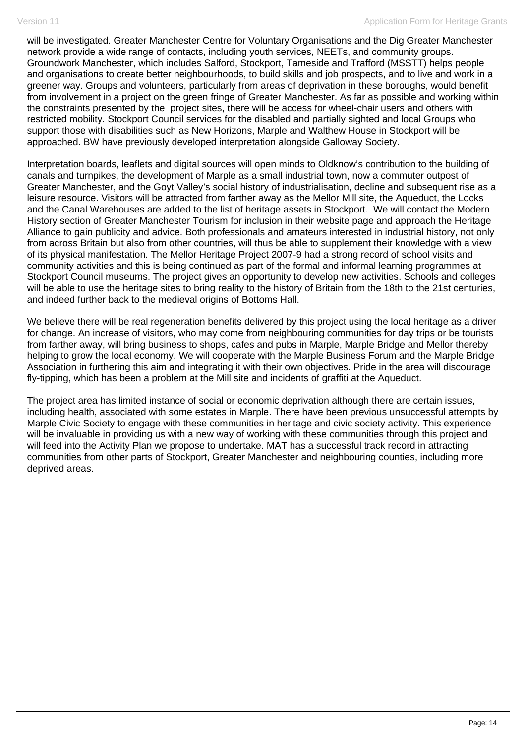will be investigated. Greater Manchester Centre for Voluntary Organisations and the Dig Greater Manchester network provide a wide range of contacts, including youth services, NEETs, and community groups. Groundwork Manchester, which includes Salford, Stockport, Tameside and Trafford (MSSTT) helps people and organisations to create better neighbourhoods, to build skills and job prospects, and to live and work in a greener way. Groups and volunteers, particularly from areas of deprivation in these boroughs, would benefit from involvement in a project on the green fringe of Greater Manchester. As far as possible and working within the constraints presented by the project sites, there will be access for wheel-chair users and others with restricted mobility. Stockport Council services for the disabled and partially sighted and local Groups who support those with disabilities such as New Horizons, Marple and Walthew House in Stockport will be approached. BW have previously developed interpretation alongside Galloway Society.

Interpretation boards, leaflets and digital sources will open minds to Oldknow's contribution to the building of canals and turnpikes, the development of Marple as a small industrial town, now a commuter outpost of Greater Manchester, and the Goyt Valley's social history of industrialisation, decline and subsequent rise as a leisure resource. Visitors will be attracted from farther away as the Mellor Mill site, the Aqueduct, the Locks and the Canal Warehouses are added to the list of heritage assets in Stockport. We will contact the Modern History section of Greater Manchester Tourism for inclusion in their website page and approach the Heritage Alliance to gain publicity and advice. Both professionals and amateurs interested in industrial history, not only from across Britain but also from other countries, will thus be able to supplement their knowledge with a view of its physical manifestation. The Mellor Heritage Project 2007-9 had a strong record of school visits and community activities and this is being continued as part of the formal and informal learning programmes at Stockport Council museums. The project gives an opportunity to develop new activities. Schools and colleges will be able to use the heritage sites to bring reality to the history of Britain from the 18th to the 21st centuries, and indeed further back to the medieval origins of Bottoms Hall.

We believe there will be real regeneration benefits delivered by this project using the local heritage as a driver for change. An increase of visitors, who may come from neighbouring communities for day trips or be tourists from farther away, will bring business to shops, cafes and pubs in Marple, Marple Bridge and Mellor thereby helping to grow the local economy. We will cooperate with the Marple Business Forum and the Marple Bridge Association in furthering this aim and integrating it with their own objectives. Pride in the area will discourage fly-tipping, which has been a problem at the Mill site and incidents of graffiti at the Aqueduct.

The project area has limited instance of social or economic deprivation although there are certain issues, including health, associated with some estates in Marple. There have been previous unsuccessful attempts by Marple Civic Society to engage with these communities in heritage and civic society activity. This experience will be invaluable in providing us with a new way of working with these communities through this project and will feed into the Activity Plan we propose to undertake. MAT has a successful track record in attracting communities from other parts of Stockport, Greater Manchester and neighbouring counties, including more deprived areas.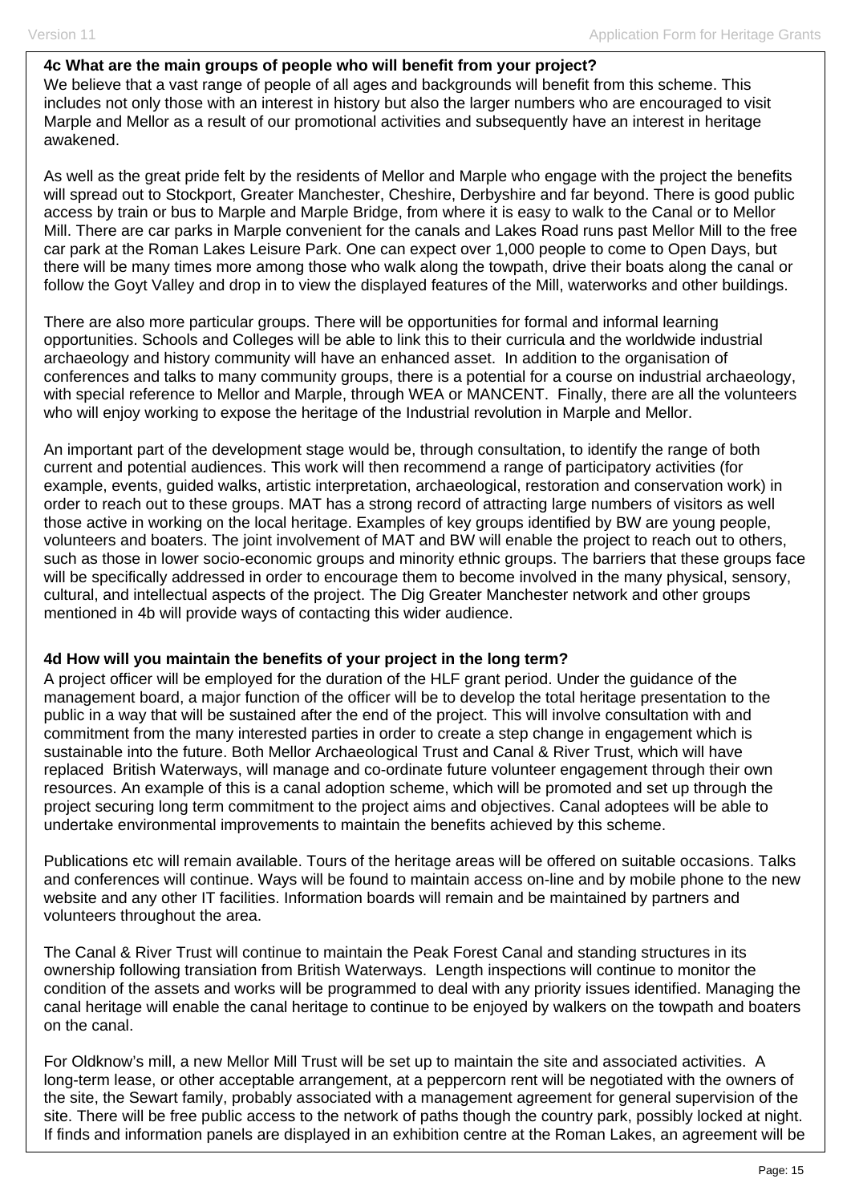**4c What are the main groups of people who will benefit from your project?**

We believe that a vast range of people of all ages and backgrounds will benefit from this scheme. This includes not only those with an interest in history but also the larger numbers who are encouraged to visit Marple and Mellor as a result of our promotional activities and subsequently have an interest in heritage awakened.

As well as the great pride felt by the residents of Mellor and Marple who engage with the project the benefits will spread out to Stockport, Greater Manchester, Cheshire, Derbyshire and far beyond. There is good public access by train or bus to Marple and Marple Bridge, from where it is easy to walk to the Canal or to Mellor Mill. There are car parks in Marple convenient for the canals and Lakes Road runs past Mellor Mill to the free car park at the Roman Lakes Leisure Park. One can expect over 1,000 people to come to Open Days, but there will be many times more among those who walk along the towpath, drive their boats along the canal or follow the Goyt Valley and drop in to view the displayed features of the Mill, waterworks and other buildings.

There are also more particular groups. There will be opportunities for formal and informal learning opportunities. Schools and Colleges will be able to link this to their curricula and the worldwide industrial archaeology and history community will have an enhanced asset. In addition to the organisation of conferences and talks to many community groups, there is a potential for a course on industrial archaeology, with special reference to Mellor and Marple, through WEA or MANCENT. Finally, there are all the volunteers who will enjoy working to expose the heritage of the Industrial revolution in Marple and Mellor.

An important part of the development stage would be, through consultation, to identify the range of both current and potential audiences. This work will then recommend a range of participatory activities (for example, events, guided walks, artistic interpretation, archaeological, restoration and conservation work) in order to reach out to these groups. MAT has a strong record of attracting large numbers of visitors as well those active in working on the local heritage. Examples of key groups identified by BW are young people, volunteers and boaters. The joint involvement of MAT and BW will enable the project to reach out to others, such as those in lower socio-economic groups and minority ethnic groups. The barriers that these groups face will be specifically addressed in order to encourage them to become involved in the many physical, sensory, cultural, and intellectual aspects of the project. The Dig Greater Manchester network and other groups mentioned in 4b will provide ways of contacting this wider audience.

**4d How will you maintain the benefits of your project in the long term?**

A project officer will be employed for the duration of the HLF grant period. Under the guidance of the management board, a major function of the officer will be to develop the total heritage presentation to the public in a way that will be sustained after the end of the project. This will involve consultation with and commitment from the many interested parties in order to create a step change in engagement which is sustainable into the future. Both Mellor Archaeological Trust and Canal & River Trust, which will have replaced British Waterways, will manage and co-ordinate future volunteer engagement through their own resources. An example of this is a canal adoption scheme, which will be promoted and set up through the project securing long term commitment to the project aims and objectives. Canal adoptees will be able to undertake environmental improvements to maintain the benefits achieved by this scheme.

Publications etc will remain available. Tours of the heritage areas will be offered on suitable occasions. Talks and conferences will continue. Ways will be found to maintain access on-line and by mobile phone to the new website and any other IT facilities. Information boards will remain and be maintained by partners and volunteers throughout the area.

The Canal & River Trust will continue to maintain the Peak Forest Canal and standing structures in its ownership following transiation from British Waterways. Length inspections will continue to monitor the condition of the assets and works will be programmed to deal with any priority issues identified. Managing the canal heritage will enable the canal heritage to continue to be enjoyed by walkers on the towpath and boaters on the canal.

For Oldknow's mill, a new Mellor Mill Trust will be set up to maintain the site and associated activities. A long-term lease, or other acceptable arrangement, at a peppercorn rent will be negotiated with the owners of the site, the Sewart family, probably associated with a management agreement for general supervision of the site. There will be free public access to the network of paths though the country park, possibly locked at night. If finds and information panels are displayed in an exhibition centre at the Roman Lakes, an agreement will be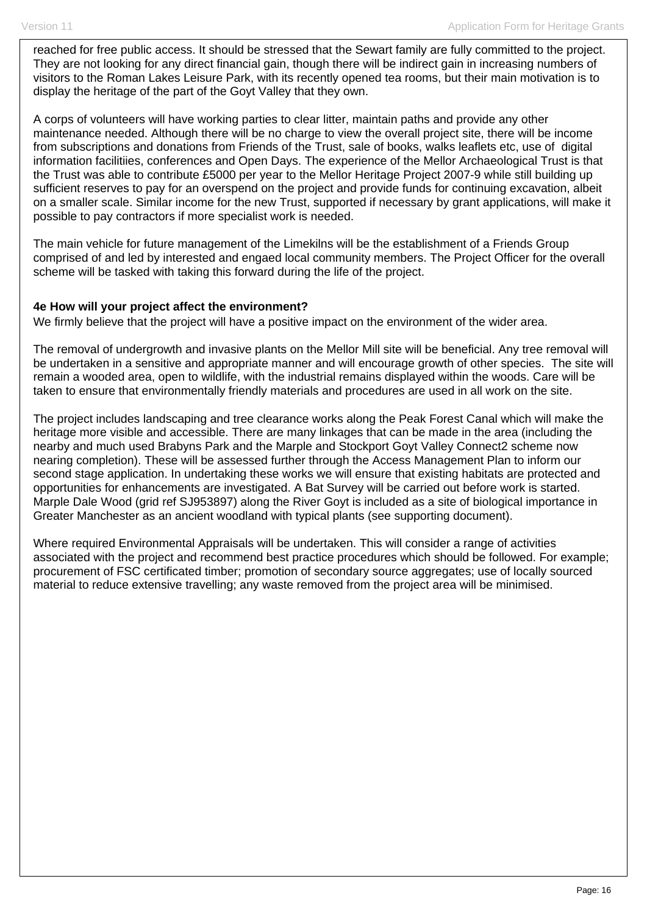reached for free public access. It should be stressed that the Sewart family are fully committed to the project. They are not looking for any direct financial gain, though there will be indirect gain in increasing numbers of visitors to the Roman Lakes Leisure Park, with its recently opened tea rooms, but their main motivation is to display the heritage of the part of the Goyt Valley that they own.

A corps of volunteers will have working parties to clear litter, maintain paths and provide any other maintenance needed. Although there will be no charge to view the overall project site, there will be income from subscriptions and donations from Friends of the Trust, sale of books, walks leaflets etc, use of digital information facilitiies, conferences and Open Days. The experience of the Mellor Archaeological Trust is that the Trust was able to contribute £5000 per year to the Mellor Heritage Project 2007-9 while still building up sufficient reserves to pay for an overspend on the project and provide funds for continuing excavation, albeit on a smaller scale. Similar income for the new Trust, supported if necessary by grant applications, will make it possible to pay contractors if more specialist work is needed.

The main vehicle for future management of the Limekilns will be the establishment of a Friends Group comprised of and led by interested and engaed local community members. The Project Officer for the overall scheme will be tasked with taking this forward during the life of the project.

**4e How will your project affect the environment?**

We firmly believe that the project will have a positive impact on the environment of the wider area.

The removal of undergrowth and invasive plants on the Mellor Mill site will be beneficial. Any tree removal will be undertaken in a sensitive and appropriate manner and will encourage growth of other species. The site will remain a wooded area, open to wildlife, with the industrial remains displayed within the woods. Care will be taken to ensure that environmentally friendly materials and procedures are used in all work on the site.

The project includes landscaping and tree clearance works along the Peak Forest Canal which will make the heritage more visible and accessible. There are many linkages that can be made in the area (including the nearby and much used Brabyns Park and the Marple and Stockport Goyt Valley Connect2 scheme now nearing completion). These will be assessed further through the Access Management Plan to inform our second stage application. In undertaking these works we will ensure that existing habitats are protected and opportunities for enhancements are investigated. A Bat Survey will be carried out before work is started. Marple Dale Wood (grid ref SJ953897) along the River Goyt is included as a site of biological importance in Greater Manchester as an ancient woodland with typical plants (see supporting document).

Where required Environmental Appraisals will be undertaken. This will consider a range of activities associated with the project and recommend best practice procedures which should be followed. For example; procurement of FSC certificated timber; promotion of secondary source aggregates; use of locally sourced material to reduce extensive travelling; any waste removed from the project area will be minimised.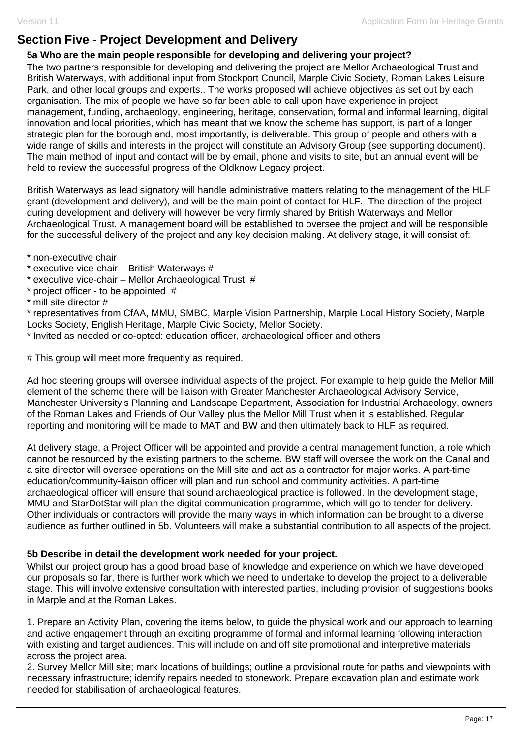## Section Five - Project Development and Delivery

### 5a Who are the main people responsible for developing and delivering your project?

The two partners responsible for developing and delivering the project are Mellor Archaeological Trust and British Waterways, with additional input from Stockport Council, Marple Civic Society, Roman Lakes Leisure Park, and other local groups and experts.. The works proposed will achieve objectives as set out by each organisation. The mix of people we have so far been able to call upon have experience in project management, funding, archaeology, engineering, heritage, conservation, formal and informal learning, digital innovation and local priorities, which has meant that we know the scheme has support, is part of a longer strategic plan for the borough and, most importantly, is deliverable. This group of people and others with a wide range of skills and interests in the project will constitute an Advisory Group (see supporting document). The main method of input and contact will be by email, phone and visits to site, but an annual event will be held to review the successful progress of the Oldknow Legacy project.

British Waterways as lead signatory will handle administrative matters relating to the management of the HLF grant (development and delivery), and will be the main point of contact for HLF. The direction of the project during development and delivery will however be very firmly shared by British Waterways and Mellor Archaeological Trust. A management board will be established to oversee the project and will be responsible for the successful delivery of the project and any key decision making. At delivery stage, it will consist of:

* non-executive chair
* executive vice-chair – British Waterways #
* executive vice-chair – Mellor Archaeological Trust #
* project officer - to be appointed #
* mill site director #
* representatives from CfAA, MMU, SMBC, Marple Vision Partnership, Marple Local History Society, Marple Locks Society, English Heritage, Marple Civic Society, Mellor Society.
* Invited as needed or co-opted: education officer, archaeological officer and others

# This group will meet more frequently as required.

Ad hoc steering groups will oversee individual aspects of the project. For example to help guide the Mellor Mill element of the scheme there will be liaison with Greater Manchester Archaeological Advisory Service, Manchester University's Planning and Landscape Department, Association for Industrial Archaeology, owners of the Roman Lakes and Friends of Our Valley plus the Mellor Mill Trust when it is established. Regular reporting and monitoring will be made to MAT and BW and then ultimately back to HLF as required.

At delivery stage, a Project Officer will be appointed and provide a central management function, a role which cannot be resourced by the existing partners to the scheme. BW staff will oversee the work on the Canal and a site director will oversee operations on the Mill site and act as a contractor for major works. A part-time education/community-liaison officer will plan and run school and community activities. A part-time archaeological officer will ensure that sound archaeological practice is followed. In the development stage, MMU and StarDotStar will plan the digital communication programme, which will go to tender for delivery. Other individuals or contractors will provide the many ways in which information can be brought to a diverse audience as further outlined in 5b. Volunteers will make a substantial contribution to all aspects of the project.

### 5b Describe in detail the development work needed for your project.

Whilst our project group has a good broad base of knowledge and experience on which we have developed our proposals so far, there is further work which we need to undertake to develop the project to a deliverable stage. This will involve extensive consultation with interested parties, including provision of suggestions books in Marple and at the Roman Lakes.

1. Prepare an Activity Plan, covering the items below, to guide the physical work and our approach to learning and active engagement through an exciting programme of formal and informal learning following interaction with existing and target audiences. This will include on and off site promotional and interpretive materials across the project area.
2. Survey Mellor Mill site; mark locations of buildings; outline a provisional route for paths and viewpoints with necessary infrastructure; identify repairs needed to stonework. Prepare excavation plan and estimate work needed for stabilisation of archaeological features.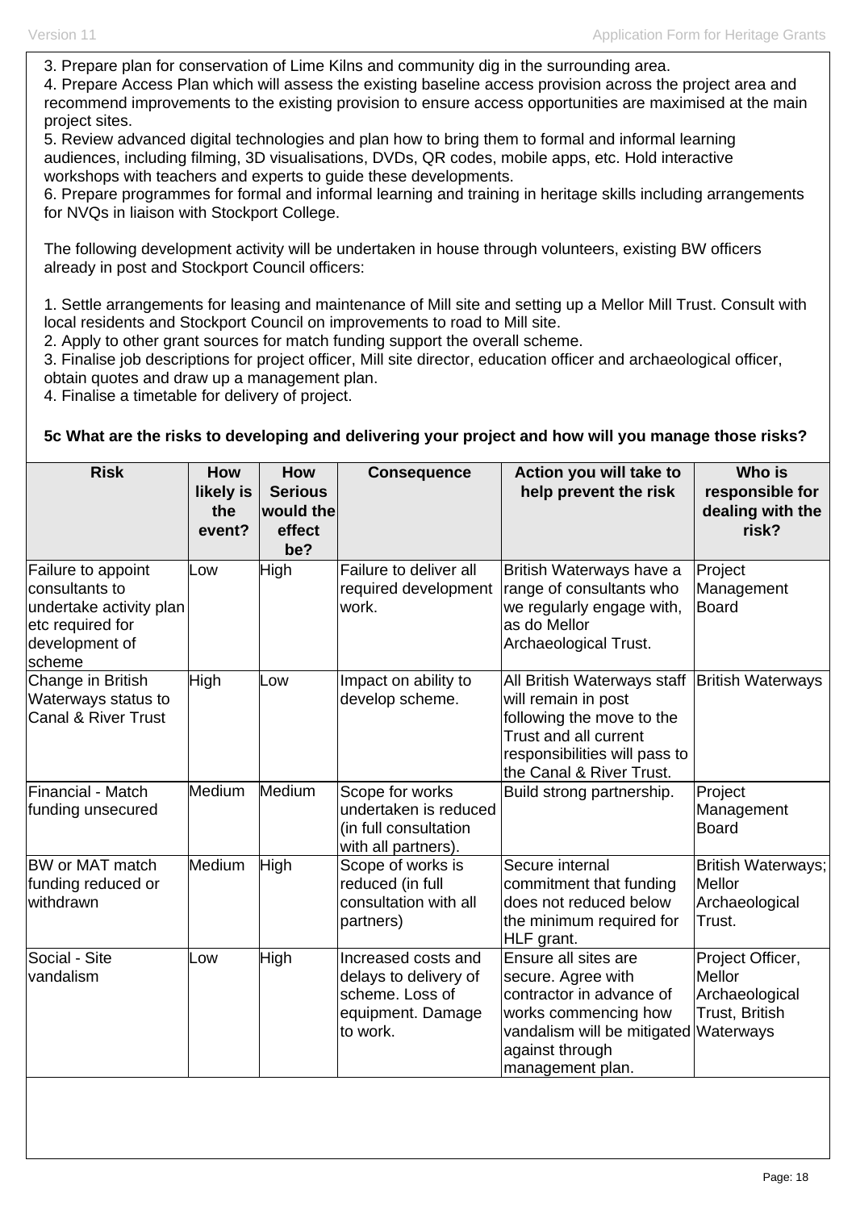3. Prepare plan for conservation of Lime Kilns and community dig in the surrounding area.
4. Prepare Access Plan which will assess the existing baseline access provision across the project area and recommend improvements to the existing provision to ensure access opportunities are maximised at the main project sites.
5. Review advanced digital technologies and plan how to bring them to formal and informal learning audiences, including filming, 3D visualisations, DVDs, QR codes, mobile apps, etc. Hold interactive workshops with teachers and experts to guide these developments.
6. Prepare programmes for formal and informal learning and training in heritage skills including arrangements for NVQs in liaison with Stockport College.

The following development activity will be undertaken in house through volunteers, existing BW officers already in post and Stockport Council officers:

1. Settle arrangements for leasing and maintenance of Mill site and setting up a Mellor Mill Trust. Consult with local residents and Stockport Council on improvements to road to Mill site.
2. Apply to other grant sources for match funding support the overall scheme.
3. Finalise job descriptions for project officer, Mill site director, education officer and archaeological officer, obtain quotes and draw up a management plan.
4. Finalise a timetable for delivery of project.

**5c What are the risks to developing and delivering your project and how will you manage those risks?**

| Risk | How likely is the event? | How Serious would the effect be? | Consequence | Action you will take to help prevent the risk | Who is responsible for dealing with the risk? |
|---|---|---|---|---|---|
| Failure to appoint consultants to undertake activity plan etc required for development of scheme | Low | High | Failure to deliver all required development work. | British Waterways have a range of consultants who we regularly engage with, as do Mellor Archaeological Trust. | Project Management Board |
| Change in British Waterways status to Canal & River Trust | High | Low | Impact on ability to develop scheme. | All British Waterways staff will remain in post following the move to the Trust and all current responsibilities will pass to the Canal & River Trust. | British Waterways |
| Financial - Match funding unsecured | Medium | Medium | Scope for works undertaken is reduced (in full consultation with all partners). | Build strong partnership. | Project Management Board |
| BW or MAT match funding reduced or withdrawn | Medium | High | Scope of works is reduced (in full consultation with all partners) | Secure internal commitment that funding does not reduced below the minimum required for HLF grant. | British Waterways; Mellor Archaeological Trust. |
| Social - Site vandalism | Low | High | Increased costs and delays to delivery of scheme. Loss of equipment. Damage to work. | Ensure all sites are secure. Agree with contractor in advance of works commencing how vandalism will be mitigated against through management plan. | Project Officer, Mellor Archaeological Trust, British Waterways |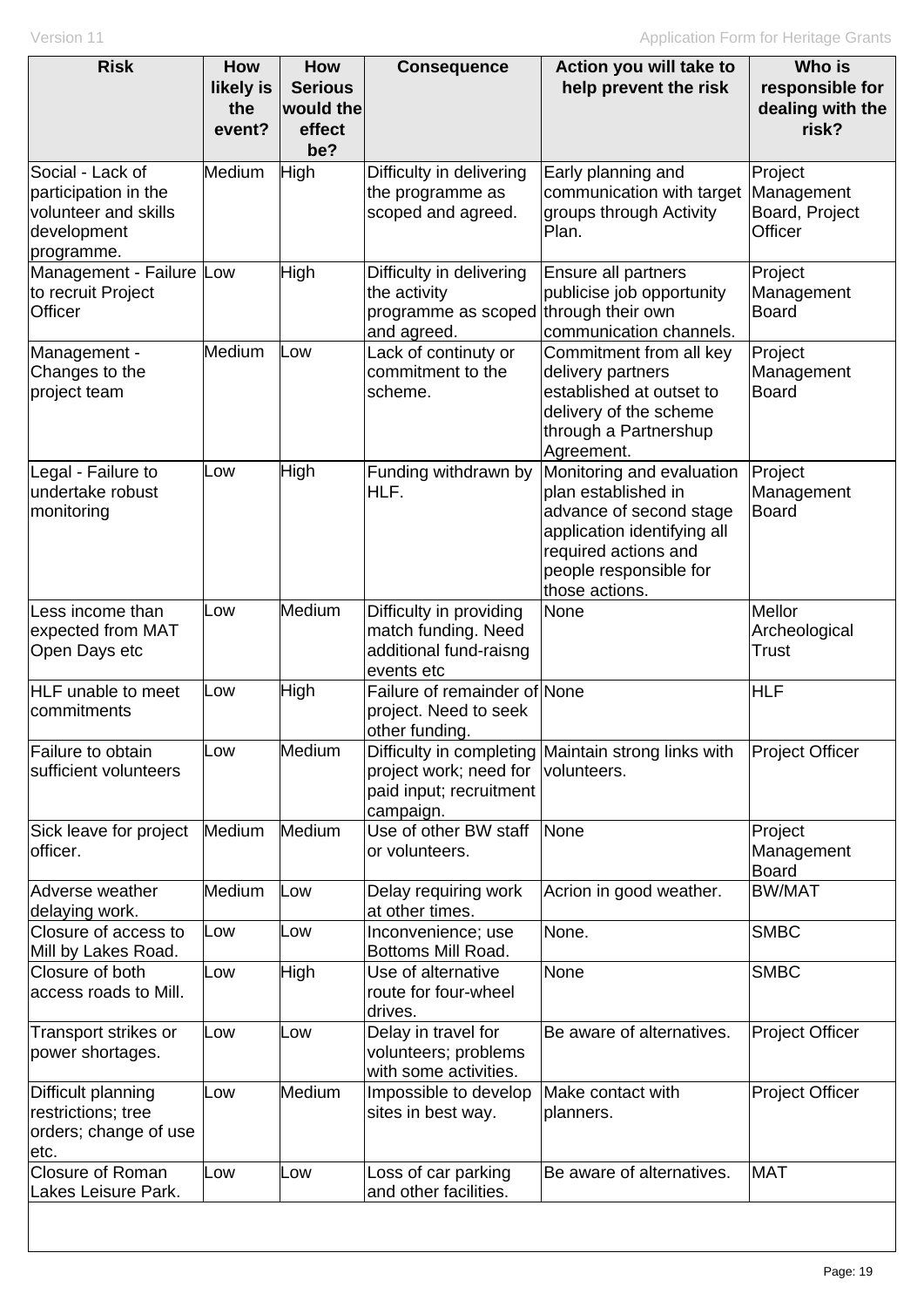| Risk | How likely is the event? | How Serious would the effect be? | Consequence | Action you will take to help prevent the risk | Who is responsible for dealing with the risk? |
|---|---|---|---|---|---|
| Social - Lack of participation in the volunteer and skills development programme. | Medium | High | Difficulty in delivering the programme as scoped and agreed. | Early planning and communication with target groups through Activity Plan. | Project Management Board, Project Officer |
| Management - Failure to recruit Project Officer | Low | High | Difficulty in delivering the activity programme as scoped and agreed. | Ensure all partners publicise job opportunity through their own communication channels. | Project Management Board |
| Management - Changes to the project team | Medium | Low | Lack of continuty or commitment to the scheme. | Commitment from all key delivery partners established at outset to delivery of the scheme through a Partnershup Agreement. | Project Management Board |
| Legal - Failure to undertake robust monitoring | Low | High | Funding withdrawn by HLF. | Monitoring and evaluation plan established in advance of second stage application identifying all required actions and people responsible for those actions. | Project Management Board |
| Less income than expected from MAT Open Days etc | Low | Medium | Difficulty in providing match funding. Need additional fund-raisng events etc | None | Mellor Archeological Trust |
| HLF unable to meet commitments | Low | High | Failure of remainder of project. Need to seek other funding. | None | HLF |
| Failure to obtain sufficient volunteers | Low | Medium | Difficulty in completing project work; need for paid input; recruitment campaign. | Maintain strong links with volunteers. | Project Officer |
| Sick leave for project officer. | Medium | Medium | Use of other BW staff or volunteers. | None | Project Management Board |
| Adverse weather delaying work. | Medium | Low | Delay requiring work at other times. | Acrion in good weather. | BW/MAT |
| Closure of access to Mill by Lakes Road. | Low | Low | Inconvenience; use Bottoms Mill Road. | None. | SMBC |
| Closure of both access roads to Mill. | Low | High | Use of alternative route for four-wheel drives. | None | SMBC |
| Transport strikes or power shortages. | Low | Low | Delay in travel for volunteers; problems with some activities. | Be aware of alternatives. | Project Officer |
| Difficult planning restrictions; tree orders; change of use etc. | Low | Medium | Impossible to develop sites in best way. | Make contact with planners. | Project Officer |
| Closure of Roman Lakes Leisure Park. | Low | Low | Loss of car parking and other facilities. | Be aware of alternatives. | MAT |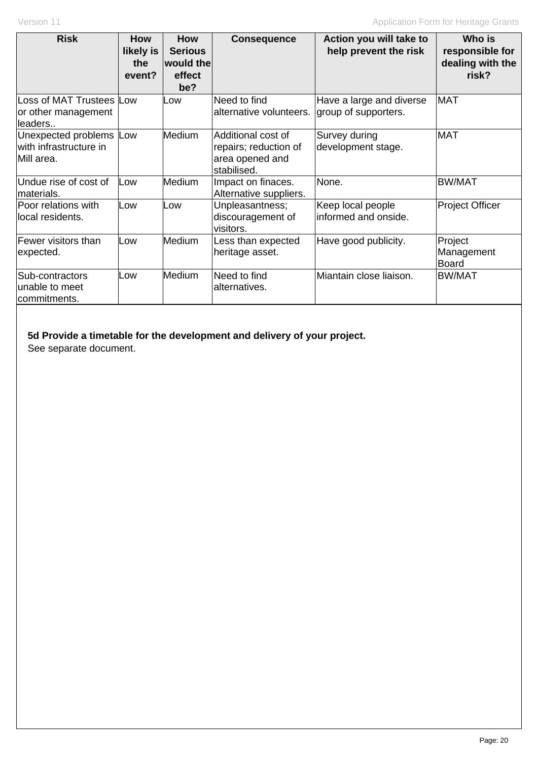| Risk | How likely is the event? | How Serious would the effect be? | Consequence | Action you will take to help prevent the risk | Who is responsible for dealing with the risk? |
|---|---|---|---|---|---|
| Loss of MAT Trustees or other management leaders.. | Low | Low | Need to find alternative volunteers. | Have a large and diverse group of supporters. | MAT |
| Unexpected problems with infrastructure in Mill area. | Low | Medium | Additional cost of repairs; reduction of area opened and stabilised. | Survey during development stage. | MAT |
| Undue rise of cost of materials. | Low | Medium | Impact on finaces. Alternative suppliers. | None. | BW/MAT |
| Poor relations with local residents. | Low | Low | Unpleasantness; discouragement of visitors. | Keep local people informed and onside. | Project Officer |
| Fewer visitors than expected. | Low | Medium | Less than expected heritage asset. | Have good publicity. | Project Management Board |
| Sub-contractors unable to meet commitments. | Low | Medium | Need to find alternatives. | Miantain close liaison. | BW/MAT |

**5d Provide a timetable for the development and delivery of your project.**

See separate document.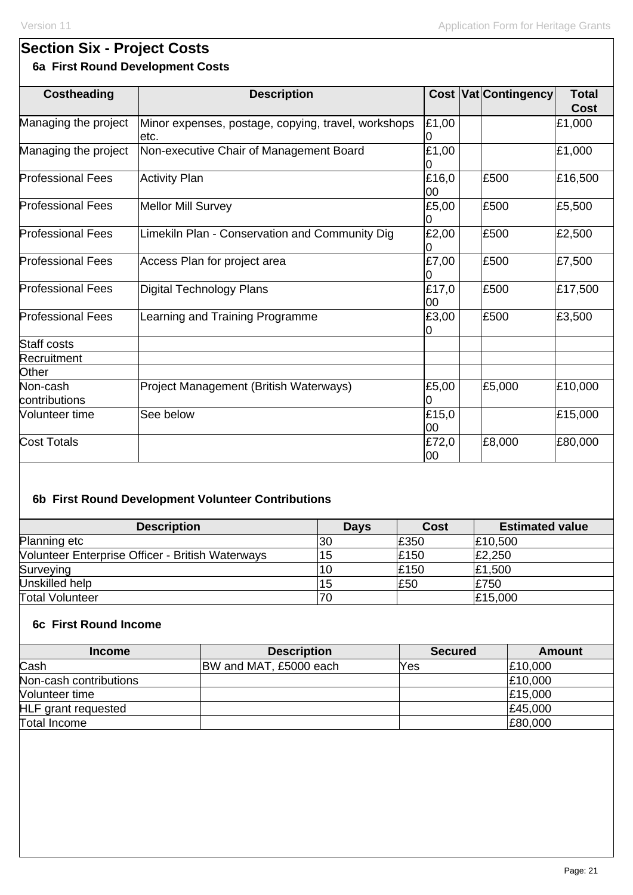## Section Six - Project Costs

### 6a First Round Development Costs

| Costheading | Description | Cost | Vat | Contingency | Total Cost |
| --- | --- | --- | --- | --- | --- |
| Managing the project | Minor expenses, postage, copying, travel, workshops etc. | £1,000 | | | £1,000 |
| Managing the project | Non-executive Chair of Management Board | £1,000 | | | £1,000 |
| Professional Fees | Activity Plan | £16,000 | | £500 | £16,500 |
| Professional Fees | Mellor Mill Survey | £5,000 | | £500 | £5,500 |
| Professional Fees | Limekiln Plan - Conservation and Community Dig | £2,000 | | £500 | £2,500 |
| Professional Fees | Access Plan for project area | £7,000 | | £500 | £7,500 |
| Professional Fees | Digital Technology Plans | £17,000 | | £500 | £17,500 |
| Professional Fees | Learning and Training Programme | £3,000 | | £500 | £3,500 |
| Staff costs | | | | | |
| Recruitment | | | | | |
| Other | | | | | |
| Non-cash contributions | Project Management (British Waterways) | £5,000 | | £5,000 | £10,000 |
| Volunteer time | See below | £15,000 | | | £15,000 |
| Cost Totals | | £72,000 | | £8,000 | £80,000 |

### 6b First Round Development Volunteer Contributions

| Description | Days | Cost | Estimated value |
| --- | --- | --- | --- |
| Planning etc | 30 | £350 | £10,500 |
| Volunteer Enterprise Officer - British Waterways | 15 | £150 | £2,250 |
| Surveying | 10 | £150 | £1,500 |
| Unskilled help | 15 | £50 | £750 |
| Total Volunteer | 70 | | £15,000 |

### 6c First Round Income

| Income | Description | Secured | Amount |
| --- | --- | --- | --- |
| Cash | BW and MAT, £5000 each | Yes | £10,000 |
| Non-cash contributions | | | £10,000 |
| Volunteer time | | | £15,000 |
| HLF grant requested | | | £45,000 |
| Total Income | | | £80,000 |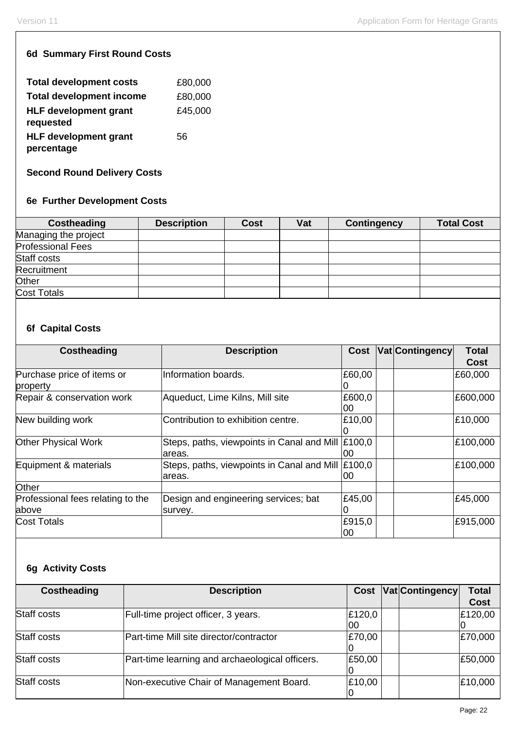### 6d Summary First Round Costs

| | |
|---|---|
| **Total development costs** | £80,000 |
| **Total development income** | £80,000 |
| **HLF development grant requested** | £45,000 |
| **HLF development grant percentage** | 56 |

### Second Round Delivery Costs

### 6e Further Development Costs

| Costheading | Description | Cost | Vat | Contingency | Total Cost |
|---|---|---|---|---|---|
| Managing the project | | | | | |
| Professional Fees | | | | | |
| Staff costs | | | | | |
| Recruitment | | | | | |
| Other | | | | | |
| Cost Totals | | | | | |

### 6f Capital Costs

| Costheading | Description | Cost | Vat | Contingency | Total Cost |
|---|---|---|---|---|---|
| Purchase price of items or property | Information boards. | £60,000 | | | £60,000 |
| Repair & conservation work | Aqueduct, Lime Kilns, Mill site | £600,000 | | | £600,000 |
| New building work | Contribution to exhibition centre. | £10,000 | | | £10,000 |
| Other Physical Work | Steps, paths, viewpoints in Canal and Mill areas. | £100,000 | | | £100,000 |
| Equipment & materials | Steps, paths, viewpoints in Canal and Mill areas. | £100,000 | | | £100,000 |
| Other | | | | | |
| Professional fees relating to the above | Design and engineering services; bat survey. | £45,000 | | | £45,000 |
| Cost Totals | | £915,000 | | | £915,000 |

### 6g Activity Costs

| Costheading | Description | Cost | Vat | Contingency | Total Cost |
|---|---|---|---|---|---|
| Staff costs | Full-time project officer, 3 years. | £120,000 | | | £120,000 |
| Staff costs | Part-time Mill site director/contractor | £70,000 | | | £70,000 |
| Staff costs | Part-time learning and archaeological officers. | £50,000 | | | £50,000 |
| Staff costs | Non-executive Chair of Management Board. | £10,000 | | | £10,000 |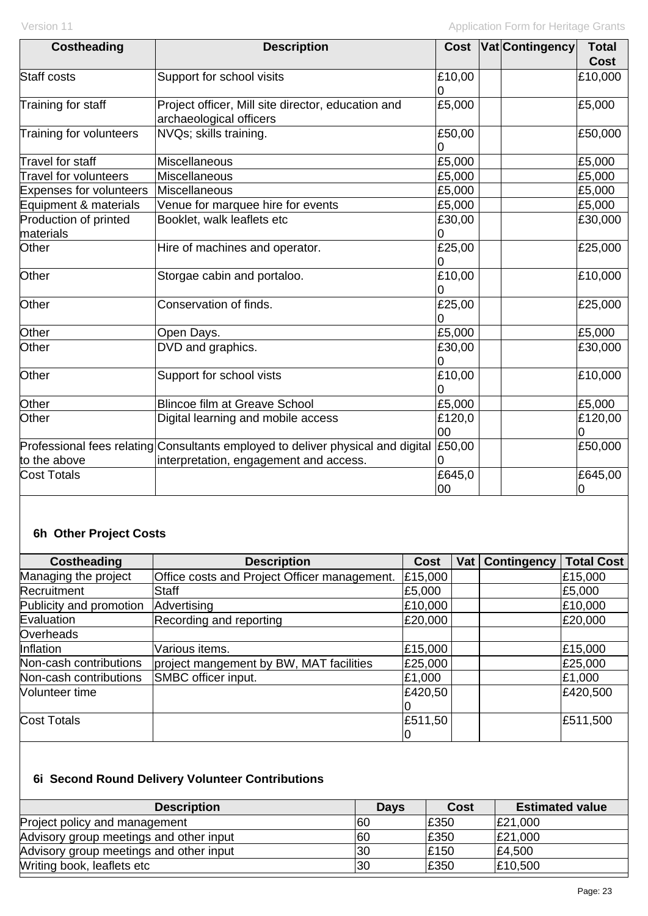| Costheading | Description | Cost | Vat | Contingency | Total Cost |
|---|---|---|---|---|---|
| Staff costs | Support for school visits | £10,000 | | | £10,000 |
| Training for staff | Project officer, Mill site director, education and archaeological officers | £5,000 | | | £5,000 |
| Training for volunteers | NVQs; skills training. | £50,000 | | | £50,000 |
| Travel for staff | Miscellaneous | £5,000 | | | £5,000 |
| Travel for volunteers | Miscellaneous | £5,000 | | | £5,000 |
| Expenses for volunteers | Miscellaneous | £5,000 | | | £5,000 |
| Equipment & materials | Venue for marquee hire for events | £5,000 | | | £5,000 |
| Production of printed materials | Booklet, walk leaflets etc | £30,000 | | | £30,000 |
| Other | Hire of machines and operator. | £25,000 | | | £25,000 |
| Other | Storgae cabin and portaloo. | £10,000 | | | £10,000 |
| Other | Conservation of finds. | £25,000 | | | £25,000 |
| Other | Open Days. | £5,000 | | | £5,000 |
| Other | DVD and graphics. | £30,000 | | | £30,000 |
| Other | Support for school vists | £10,000 | | | £10,000 |
| Other | Blincoe film at Greave School | £5,000 | | | £5,000 |
| Other | Digital learning and mobile access | £120,000 | | | £120,000 |
| Professional fees relating to the above | Consultants employed to deliver physical and digital interpretation, engagement and access. | £50,000 | | | £50,000 |
| Cost Totals | | £645,000 | | | £645,000 |

### 6h Other Project Costs

| Costheading | Description | Cost | Vat | Contingency | Total Cost |
|---|---|---|---|---|---|
| Managing the project | Office costs and Project Officer management. | £15,000 | | | £15,000 |
| Recruitment | Staff | £5,000 | | | £5,000 |
| Publicity and promotion | Advertising | £10,000 | | | £10,000 |
| Evaluation | Recording and reporting | £20,000 | | | £20,000 |
| Overheads | | | | | |
| Inflation | Various items. | £15,000 | | | £15,000 |
| Non-cash contributions | project mangement by BW, MAT facilities | £25,000 | | | £25,000 |
| Non-cash contributions | SMBC officer input. | £1,000 | | | £1,000 |
| Volunteer time | | £420,500 | | | £420,500 |
| Cost Totals | | £511,500 | | | £511,500 |

### 6i Second Round Delivery Volunteer Contributions

| Description | Days | Cost | Estimated value |
|---|---|---|---|
| Project policy and management | 60 | £350 | £21,000 |
| Advisory group meetings and other input | 60 | £350 | £21,000 |
| Advisory group meetings and other input | 30 | £150 | £4,500 |
| Writing book, leaflets etc | 30 | £350 | £10,500 |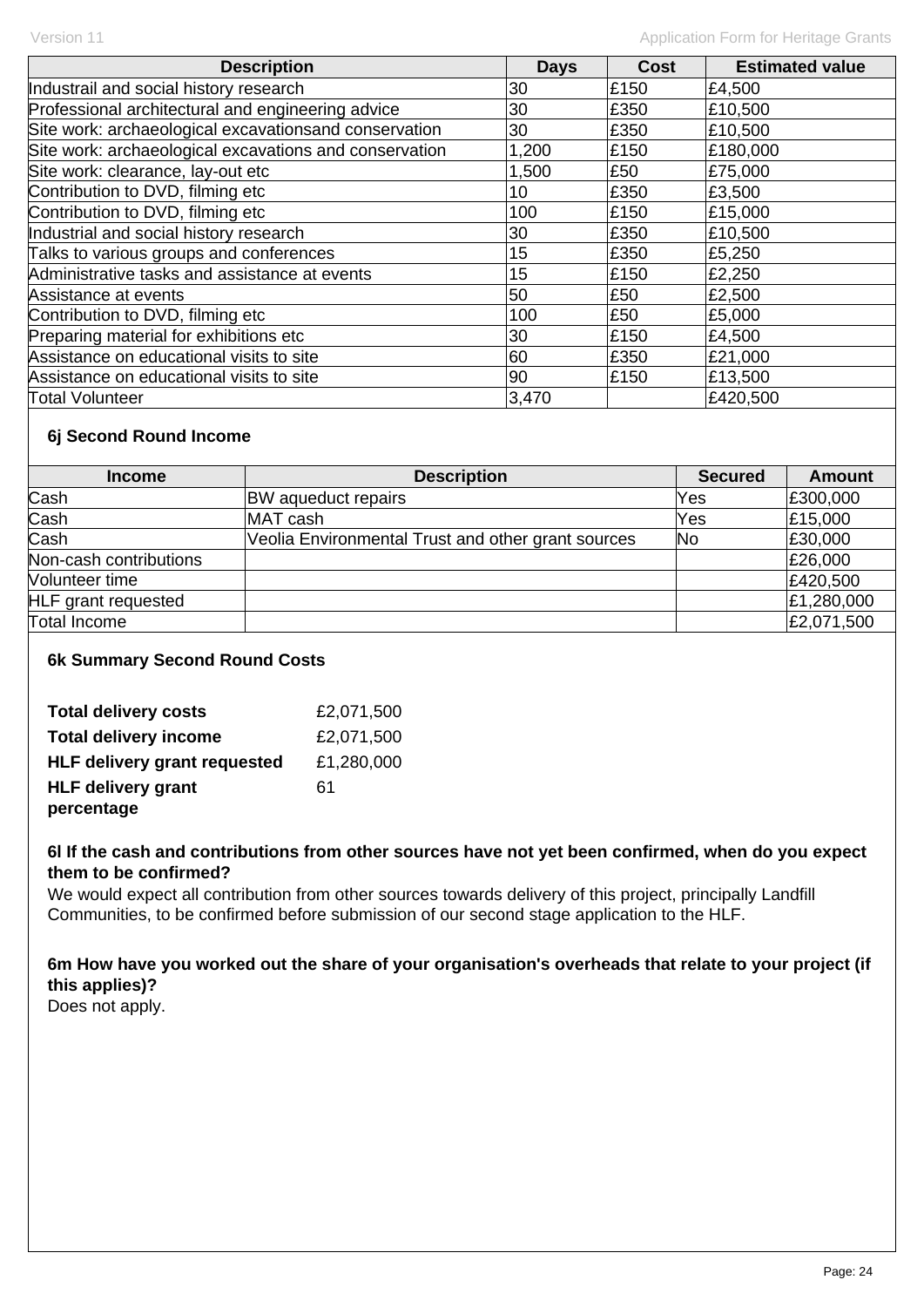| Description | Days | Cost | Estimated value |
|---|---|---|---|
| Industrail and social history research | 30 | £150 | £4,500 |
| Professional architectural and engineering advice | 30 | £350 | £10,500 |
| Site work: archaeological excavationsand conservation | 30 | £350 | £10,500 |
| Site work: archaeological excavations and conservation | 1,200 | £150 | £180,000 |
| Site work: clearance, lay-out etc | 1,500 | £50 | £75,000 |
| Contribution to DVD, filming etc | 10 | £350 | £3,500 |
| Contribution to DVD, filming etc | 100 | £150 | £15,000 |
| Industrial and social history research | 30 | £350 | £10,500 |
| Talks to various groups and conferences | 15 | £350 | £5,250 |
| Administrative tasks and assistance at events | 15 | £150 | £2,250 |
| Assistance at events | 50 | £50 | £2,500 |
| Contribution to DVD, filming etc | 100 | £50 | £5,000 |
| Preparing material for exhibitions etc | 30 | £150 | £4,500 |
| Assistance on educational visits to site | 60 | £350 | £21,000 |
| Assistance on educational visits to site | 90 | £150 | £13,500 |
| Total Volunteer | 3,470 | | £420,500 |

**6j Second Round Income**

| Income | Description | Secured | Amount |
|---|---|---|---|
| Cash | BW aqueduct repairs | Yes | £300,000 |
| Cash | MAT cash | Yes | £15,000 |
| Cash | Veolia Environmental Trust and other grant sources | No | £30,000 |
| Non-cash contributions | | | £26,000 |
| Volunteer time | | | £420,500 |
| HLF grant requested | | | £1,280,000 |
| Total Income | | | £2,071,500 |

**6k Summary Second Round Costs**

| | |
|---|---|
| **Total delivery costs** | £2,071,500 |
| **Total delivery income** | £2,071,500 |
| **HLF delivery grant requested** | £1,280,000 |
| **HLF delivery grant percentage** | 61 |

**6l If the cash and contributions from other sources have not yet been confirmed, when do you expect them to be confirmed?**

We would expect all contribution from other sources towards delivery of this project, principally Landfill Communities, to be confirmed before submission of our second stage application to the HLF.

**6m How have you worked out the share of your organisation's overheads that relate to your project (if this applies)?**

Does not apply.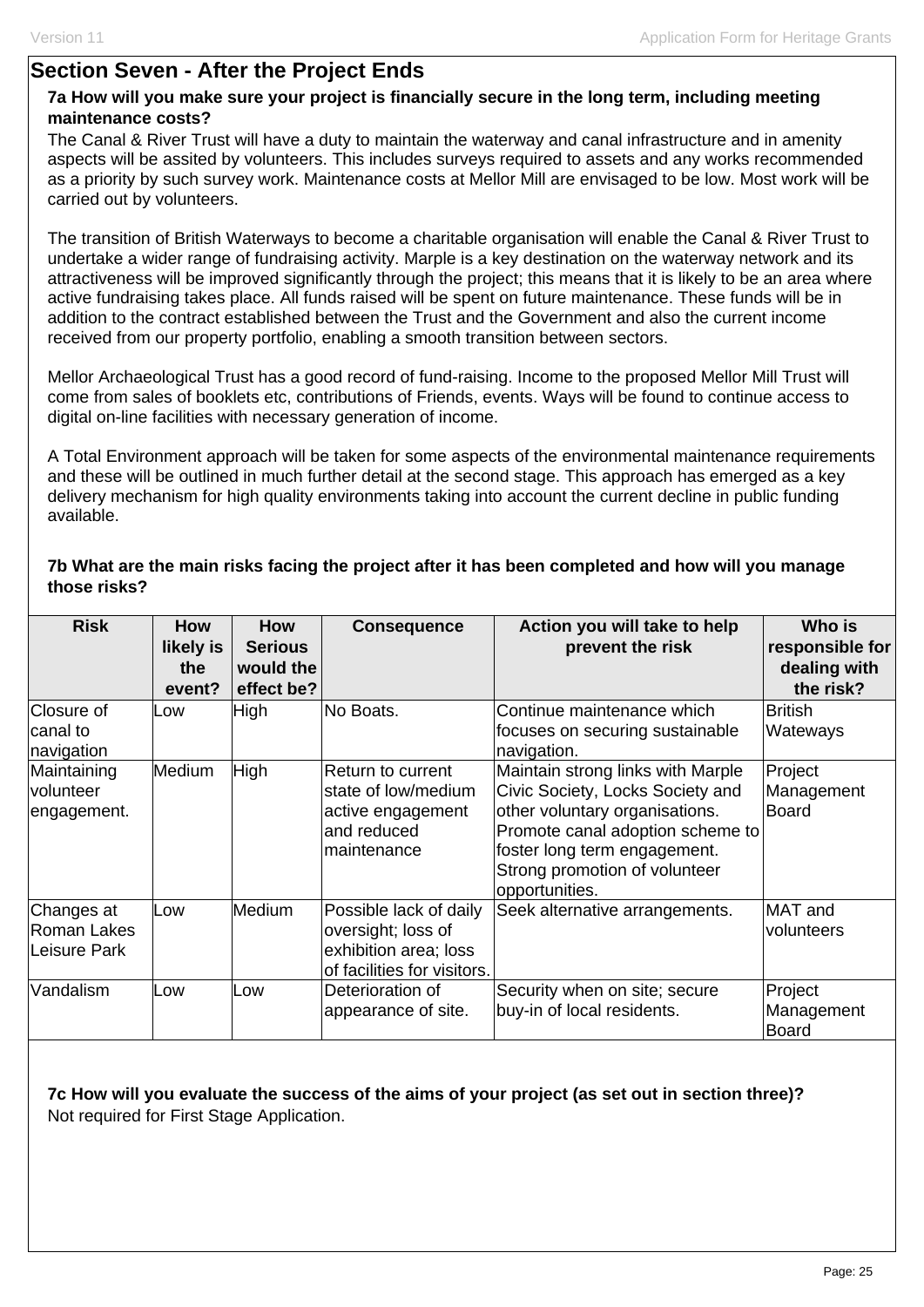## Section Seven - After the Project Ends

**7a How will you make sure your project is financially secure in the long term, including meeting maintenance costs?**

The Canal & River Trust will have a duty to maintain the waterway and canal infrastructure and in amenity aspects will be assited by volunteers. This includes surveys required to assets and any works recommended as a priority by such survey work. Maintenance costs at Mellor Mill are envisaged to be low. Most work will be carried out by volunteers.

The transition of British Waterways to become a charitable organisation will enable the Canal & River Trust to undertake a wider range of fundraising activity. Marple is a key destination on the waterway network and its attractiveness will be improved significantly through the project; this means that it is likely to be an area where active fundraising takes place. All funds raised will be spent on future maintenance. These funds will be in addition to the contract established between the Trust and the Government and also the current income received from our property portfolio, enabling a smooth transition between sectors.

Mellor Archaeological Trust has a good record of fund-raising. Income to the proposed Mellor Mill Trust will come from sales of booklets etc, contributions of Friends, events. Ways will be found to continue access to digital on-line facilities with necessary generation of income.

A Total Environment approach will be taken for some aspects of the environmental maintenance requirements and these will be outlined in much further detail at the second stage. This approach has emerged as a key delivery mechanism for high quality environments taking into account the current decline in public funding available.

**7b What are the main risks facing the project after it has been completed and how will you manage those risks?**

| Risk | How likely is the event? | How Serious would the effect be? | Consequence | Action you will take to help prevent the risk | Who is responsible for dealing with the risk? |
|---|---|---|---|---|---|
| Closure of canal to navigation | Low | High | No Boats. | Continue maintenance which focuses on securing sustainable navigation. | British Wateways |
| Maintaining volunteer engagement. | Medium | High | Return to current state of low/medium active engagement and reduced maintenance | Maintain strong links with Marple Civic Society, Locks Society and other voluntary organisations. Promote canal adoption scheme to foster long term engagement. Strong promotion of volunteer opportunities. | Project Management Board |
| Changes at Roman Lakes Leisure Park | Low | Medium | Possible lack of daily oversight; loss of exhibition area; loss of facilities for visitors. | Seek alternative arrangements. | MAT and volunteers |
| Vandalism | Low | Low | Deterioration of appearance of site. | Security when on site; secure buy-in of local residents. | Project Management Board |

**7c How will you evaluate the success of the aims of your project (as set out in section three)?**

Not required for First Stage Application.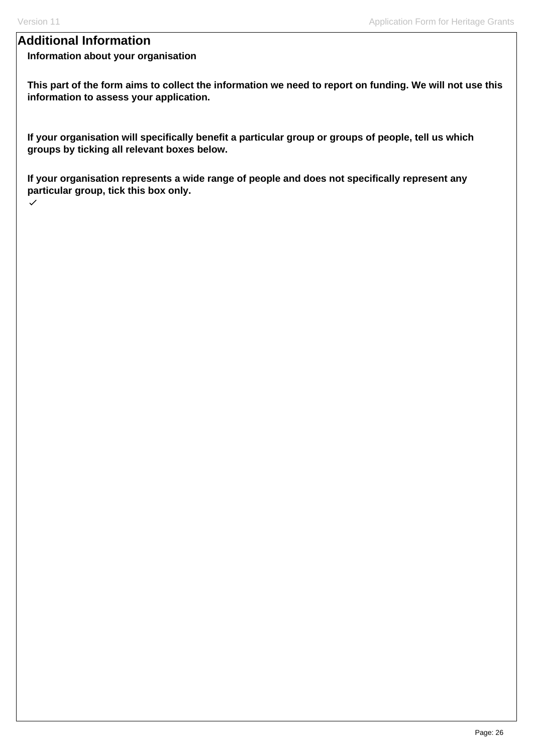## Additional Information

**Information about your organisation**

**This part of the form aims to collect the information we need to report on funding. We will not use this information to assess your application.**

**If your organisation will specifically benefit a particular group or groups of people, tell us which groups by ticking all relevant boxes below.**

**If your organisation represents a wide range of people and does not specifically represent any particular group, tick this box only.**

✓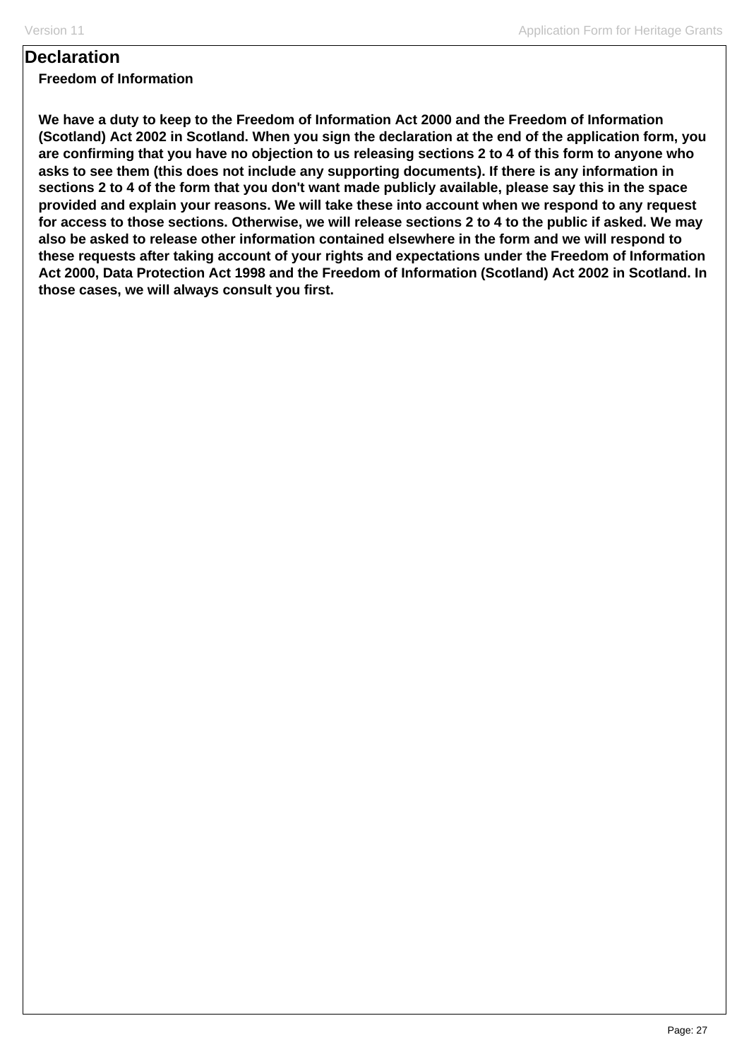# Declaration

**Freedom of Information**

**We have a duty to keep to the Freedom of Information Act 2000 and the Freedom of Information (Scotland) Act 2002 in Scotland. When you sign the declaration at the end of the application form, you are confirming that you have no objection to us releasing sections 2 to 4 of this form to anyone who asks to see them (this does not include any supporting documents). If there is any information in sections 2 to 4 of the form that you don't want made publicly available, please say this in the space provided and explain your reasons. We will take these into account when we respond to any request for access to those sections. Otherwise, we will release sections 2 to 4 to the public if asked. We may also be asked to release other information contained elsewhere in the form and we will respond to these requests after taking account of your rights and expectations under the Freedom of Information Act 2000, Data Protection Act 1998 and the Freedom of Information (Scotland) Act 2002 in Scotland. In those cases, we will always consult you first.**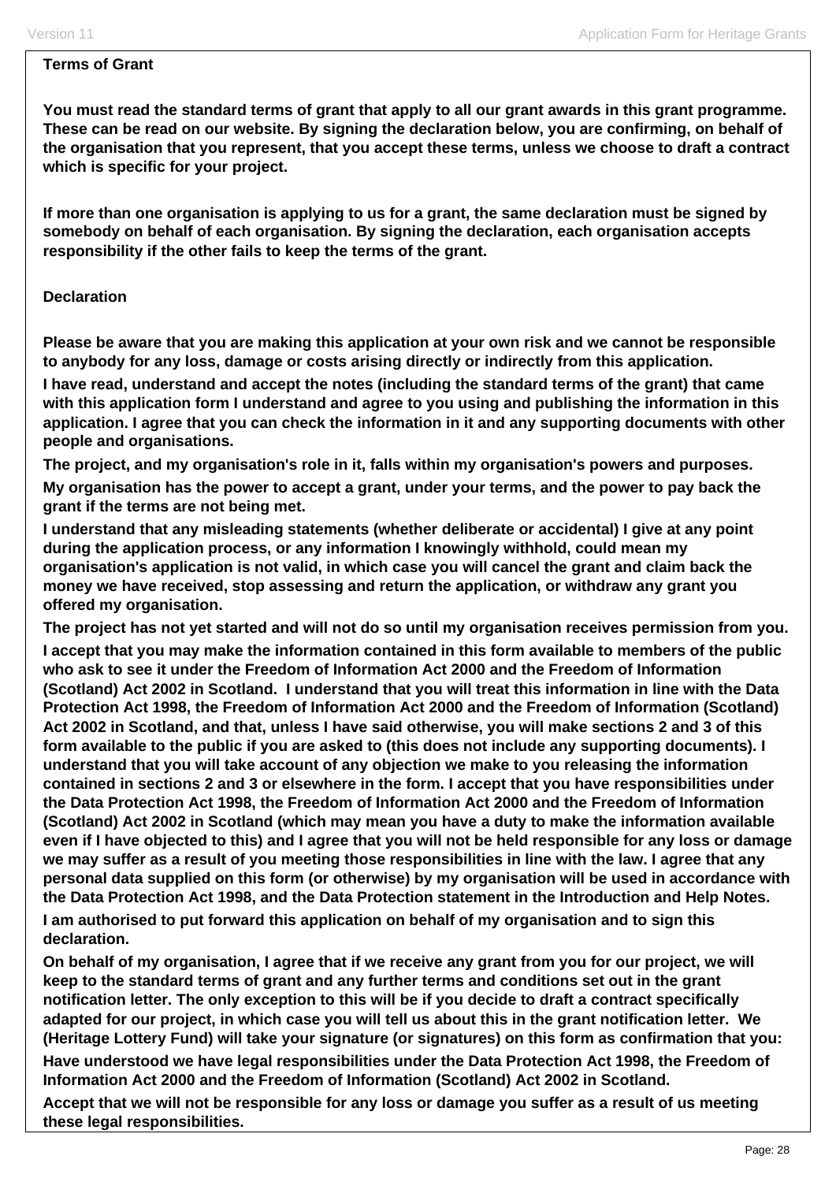**Terms of Grant**

**You must read the standard terms of grant that apply to all our grant awards in this grant programme. These can be read on our website. By signing the declaration below, you are confirming, on behalf of the organisation that you represent, that you accept these terms, unless we choose to draft a contract which is specific for your project.**

**If more than one organisation is applying to us for a grant, the same declaration must be signed by somebody on behalf of each organisation. By signing the declaration, each organisation accepts responsibility if the other fails to keep the terms of the grant.**

**Declaration**

**Please be aware that you are making this application at your own risk and we cannot be responsible to anybody for any loss, damage or costs arising directly or indirectly from this application.**

**I have read, understand and accept the notes (including the standard terms of the grant) that came with this application form I understand and agree to you using and publishing the information in this application. I agree that you can check the information in it and any supporting documents with other people and organisations.**

**The project, and my organisation's role in it, falls within my organisation's powers and purposes.**

**My organisation has the power to accept a grant, under your terms, and the power to pay back the grant if the terms are not being met.**

**I understand that any misleading statements (whether deliberate or accidental) I give at any point during the application process, or any information I knowingly withhold, could mean my organisation's application is not valid, in which case you will cancel the grant and claim back the money we have received, stop assessing and return the application, or withdraw any grant you offered my organisation.**

**The project has not yet started and will not do so until my organisation receives permission from you.**

**I accept that you may make the information contained in this form available to members of the public who ask to see it under the Freedom of Information Act 2000 and the Freedom of Information (Scotland) Act 2002 in Scotland. I understand that you will treat this information in line with the Data Protection Act 1998, the Freedom of Information Act 2000 and the Freedom of Information (Scotland) Act 2002 in Scotland, and that, unless I have said otherwise, you will make sections 2 and 3 of this form available to the public if you are asked to (this does not include any supporting documents). I understand that you will take account of any objection we make to you releasing the information contained in sections 2 and 3 or elsewhere in the form. I accept that you have responsibilities under the Data Protection Act 1998, the Freedom of Information Act 2000 and the Freedom of Information (Scotland) Act 2002 in Scotland (which may mean you have a duty to make the information available even if I have objected to this) and I agree that you will not be held responsible for any loss or damage we may suffer as a result of you meeting those responsibilities in line with the law. I agree that any personal data supplied on this form (or otherwise) by my organisation will be used in accordance with the Data Protection Act 1998, and the Data Protection statement in the Introduction and Help Notes.**

**I am authorised to put forward this application on behalf of my organisation and to sign this declaration.**

**On behalf of my organisation, I agree that if we receive any grant from you for our project, we will keep to the standard terms of grant and any further terms and conditions set out in the grant notification letter. The only exception to this will be if you decide to draft a contract specifically adapted for our project, in which case you will tell us about this in the grant notification letter. We (Heritage Lottery Fund) will take your signature (or signatures) on this form as confirmation that you:**

**Have understood we have legal responsibilities under the Data Protection Act 1998, the Freedom of Information Act 2000 and the Freedom of Information (Scotland) Act 2002 in Scotland.**

**Accept that we will not be responsible for any loss or damage you suffer as a result of us meeting these legal responsibilities.**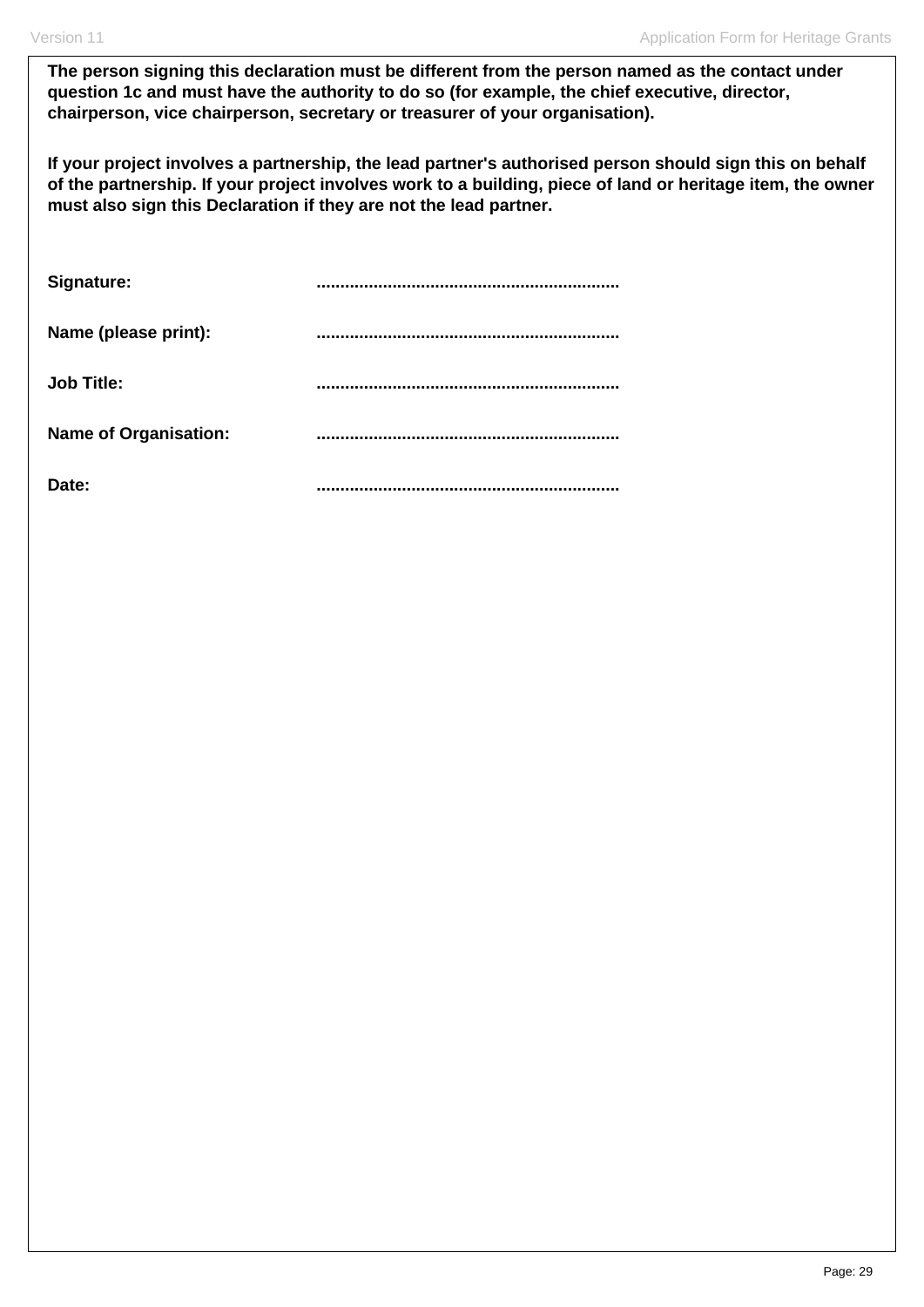**The person signing this declaration must be different from the person named as the contact under question 1c and must have the authority to do so (for example, the chief executive, director, chairperson, vice chairperson, secretary or treasurer of your organisation).**

**If your project involves a partnership, the lead partner's authorised person should sign this on behalf of the partnership. If your project involves work to a building, piece of land or heritage item, the owner must also sign this Declaration if they are not the lead partner.**

**Signature:** ...............................................................

**Name (please print):** ...............................................................

**Job Title:** ...............................................................

**Name of Organisation:** ...............................................................

**Date:** ...............................................................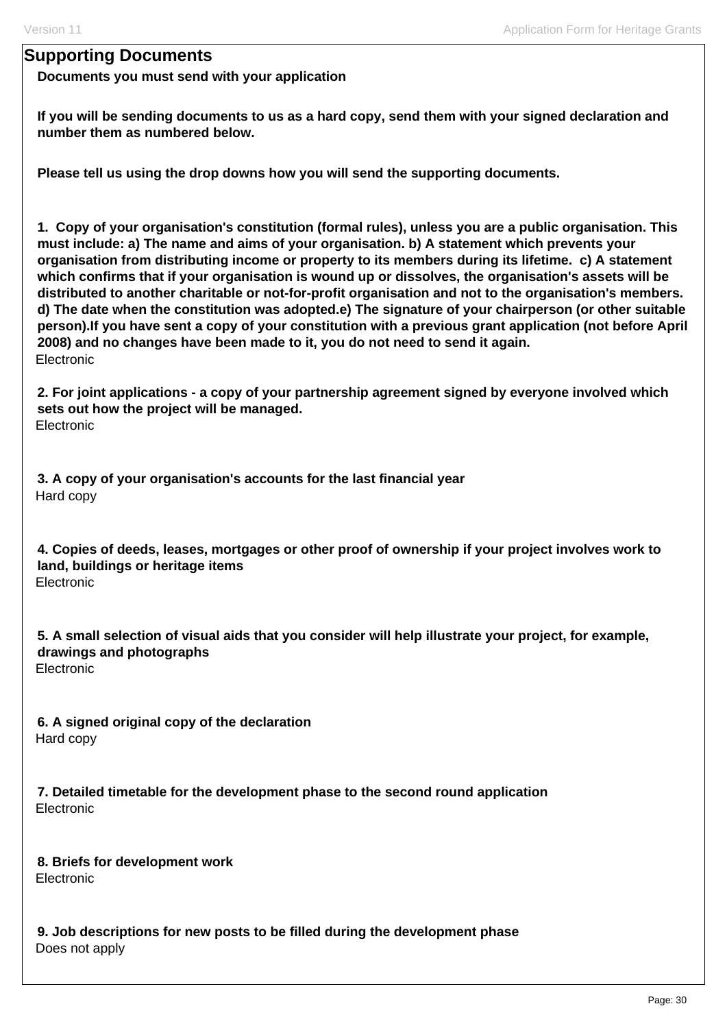## Supporting Documents

**Documents you must send with your application**

**If you will be sending documents to us as a hard copy, send them with your signed declaration and number them as numbered below.**

**Please tell us using the drop downs how you will send the supporting documents.**

**1. Copy of your organisation's constitution (formal rules), unless you are a public organisation. This must include: a) The name and aims of your organisation. b) A statement which prevents your organisation from distributing income or property to its members during its lifetime. c) A statement which confirms that if your organisation is wound up or dissolves, the organisation's assets will be distributed to another charitable or not-for-profit organisation and not to the organisation's members. d) The date when the constitution was adopted.e) The signature of your chairperson (or other suitable person).If you have sent a copy of your constitution with a previous grant application (not before April 2008) and no changes have been made to it, you do not need to send it again.**

Electronic

**2. For joint applications - a copy of your partnership agreement signed by everyone involved which sets out how the project will be managed.**

Electronic

**3. A copy of your organisation's accounts for the last financial year**

Hard copy

**4. Copies of deeds, leases, mortgages or other proof of ownership if your project involves work to land, buildings or heritage items**

Electronic

**5. A small selection of visual aids that you consider will help illustrate your project, for example, drawings and photographs**

Electronic

**6. A signed original copy of the declaration**

Hard copy

**7. Detailed timetable for the development phase to the second round application**

Electronic

**8. Briefs for development work**

Electronic

**9. Job descriptions for new posts to be filled during the development phase**

Does not apply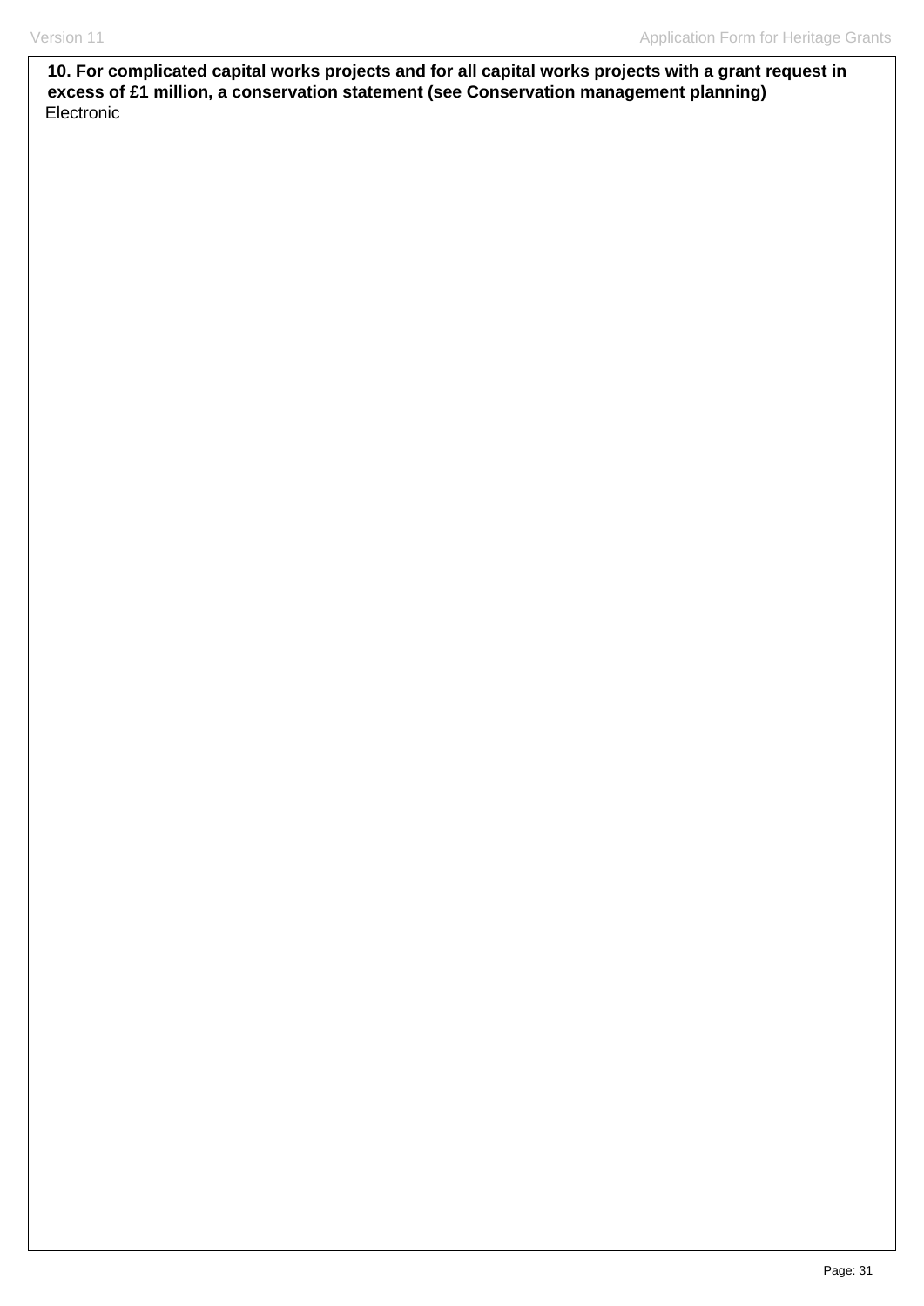**10. For complicated capital works projects and for all capital works projects with a grant request in excess of £1 million, a conservation statement (see Conservation management planning)**

Electronic